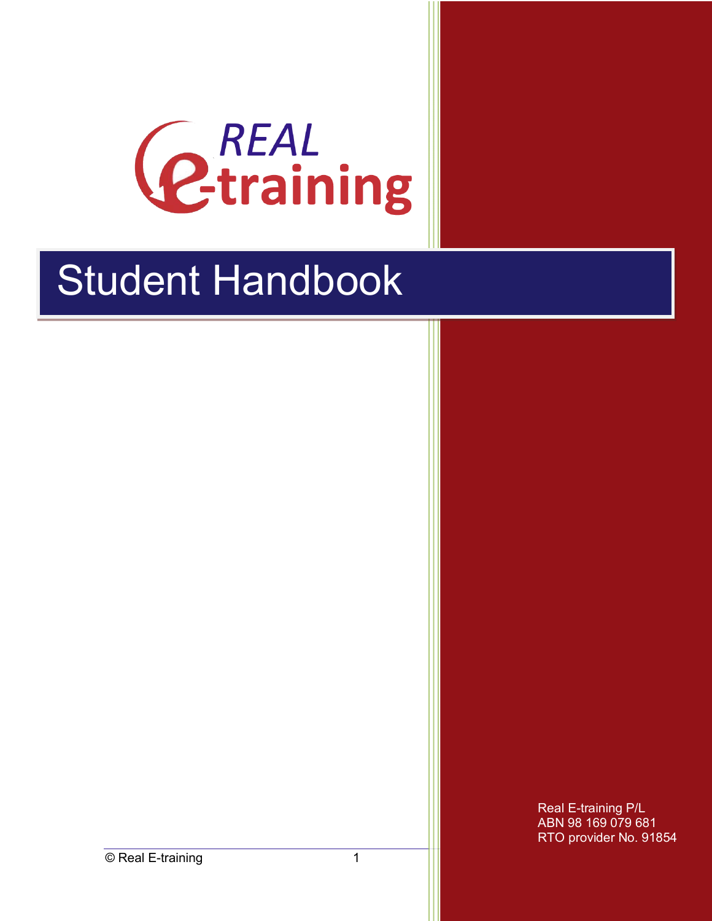REAL e-training

# Student Handbook

Real E-training P/L
ABN 98 169 079 681
RTO provider No. 91854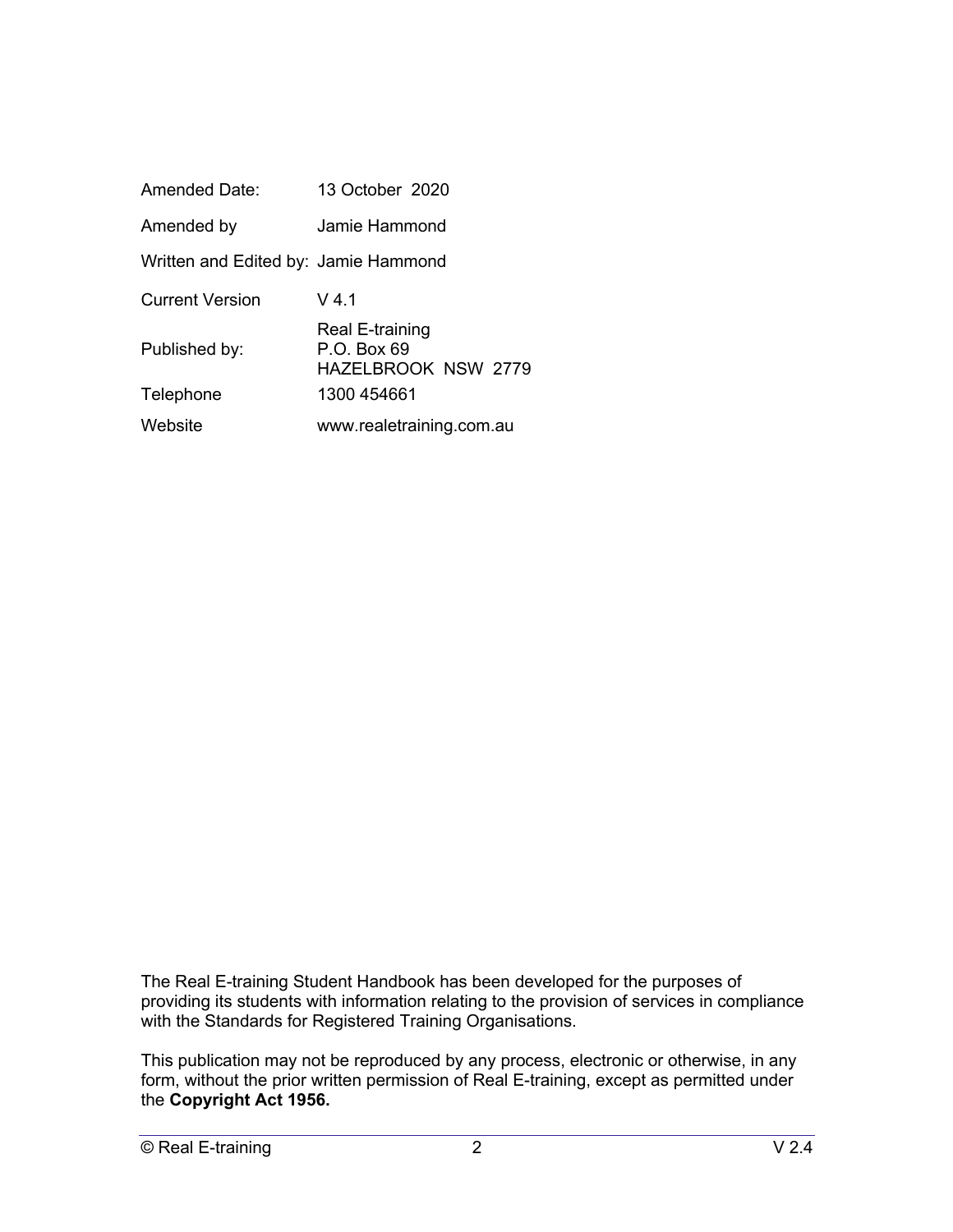| | |
|---|---|
| Amended Date: | 13 October 2020 |
| Amended by | Jamie Hammond |
| Written and Edited by: | Jamie Hammond |
| Current Version | V 4.1 |
| Published by: | Real E-training<br>P.O. Box 69<br>HAZELBROOK NSW 2779 |
| Telephone | 1300 454661 |
| Website | www.realetraining.com.au |

The Real E-training Student Handbook has been developed for the purposes of providing its students with information relating to the provision of services in compliance with the Standards for Registered Training Organisations.

This publication may not be reproduced by any process, electronic or otherwise, in any form, without the prior written permission of Real E-training, except as permitted under the **Copyright Act 1956.**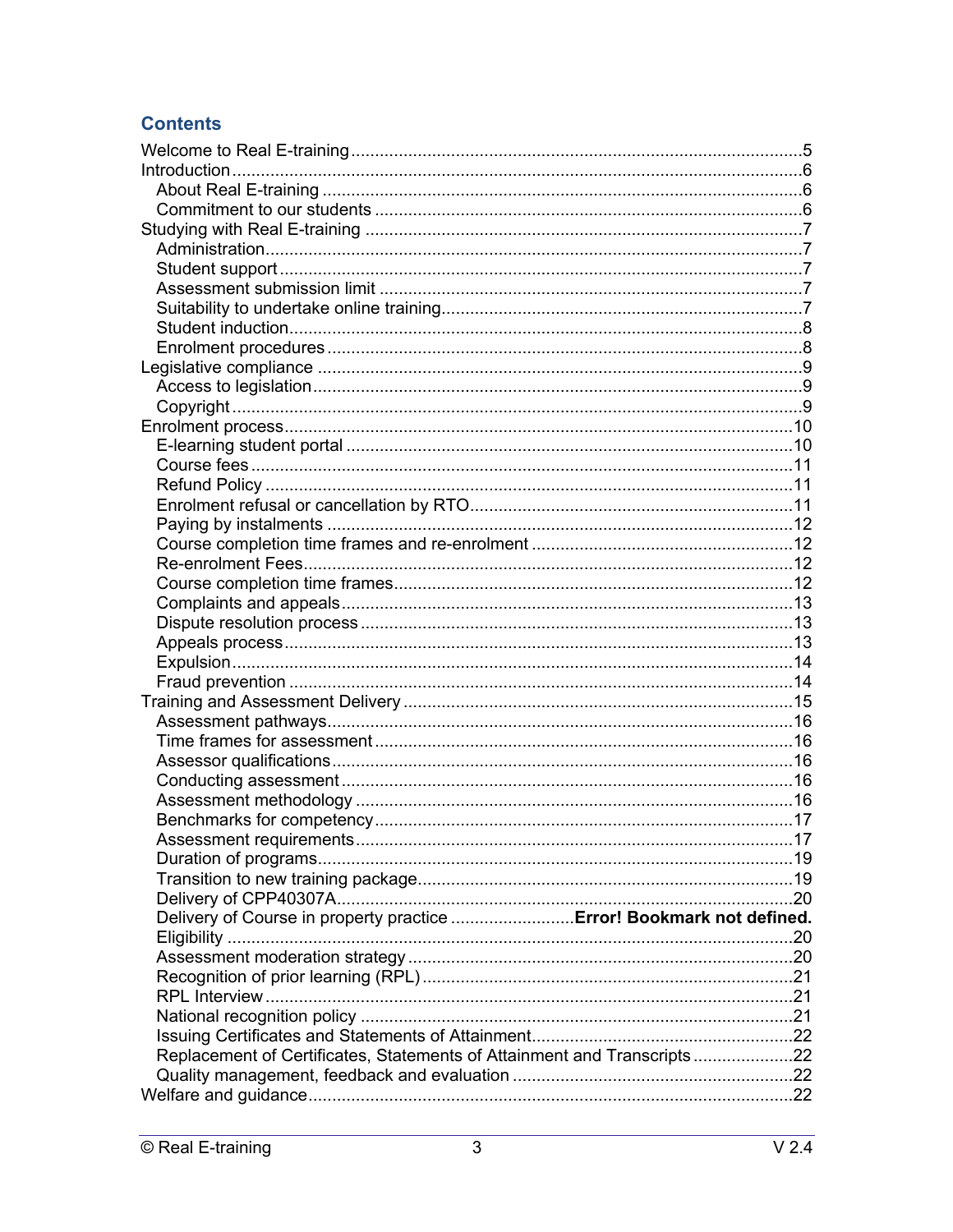## Contents

Welcome to Real E-training ..... 5
Introduction ..... 6
- About Real E-training ..... 6
- Commitment to our students ..... 6

Studying with Real E-training ..... 7
- Administration ..... 7
- Student support ..... 7
- Assessment submission limit ..... 7
- Suitability to undertake online training ..... 7
- Student induction ..... 8
- Enrolment procedures ..... 8

Legislative compliance ..... 9
- Access to legislation ..... 9
- Copyright ..... 9

Enrolment process ..... 10
- E-learning student portal ..... 10
- Course fees ..... 11
- Refund Policy ..... 11
- Enrolment refusal or cancellation by RTO ..... 11
- Paying by instalments ..... 12
- Course completion time frames and re-enrolment ..... 12
- Re-enrolment Fees ..... 12
- Course completion time frames ..... 12
- Complaints and appeals ..... 13
- Dispute resolution process ..... 13
- Appeals process ..... 13
- Expulsion ..... 14
- Fraud prevention ..... 14

Training and Assessment Delivery ..... 15
- Assessment pathways ..... 16
- Time frames for assessment ..... 16
- Assessor qualifications ..... 16
- Conducting assessment ..... 16
- Assessment methodology ..... 16
- Benchmarks for competency ..... 17
- Assessment requirements ..... 17
- Duration of programs ..... 19
- Transition to new training package ..... 19
- Delivery of CPP40307A ..... 20
- Delivery of Course in property practice ..... **Error! Bookmark not defined.**
- Eligibility ..... 20
- Assessment moderation strategy ..... 20
- Recognition of prior learning (RPL) ..... 21
- RPL Interview ..... 21
- National recognition policy ..... 21
- Issuing Certificates and Statements of Attainment ..... 22
- Replacement of Certificates, Statements of Attainment and Transcripts ..... 22
- Quality management, feedback and evaluation ..... 22

Welfare and guidance ..... 22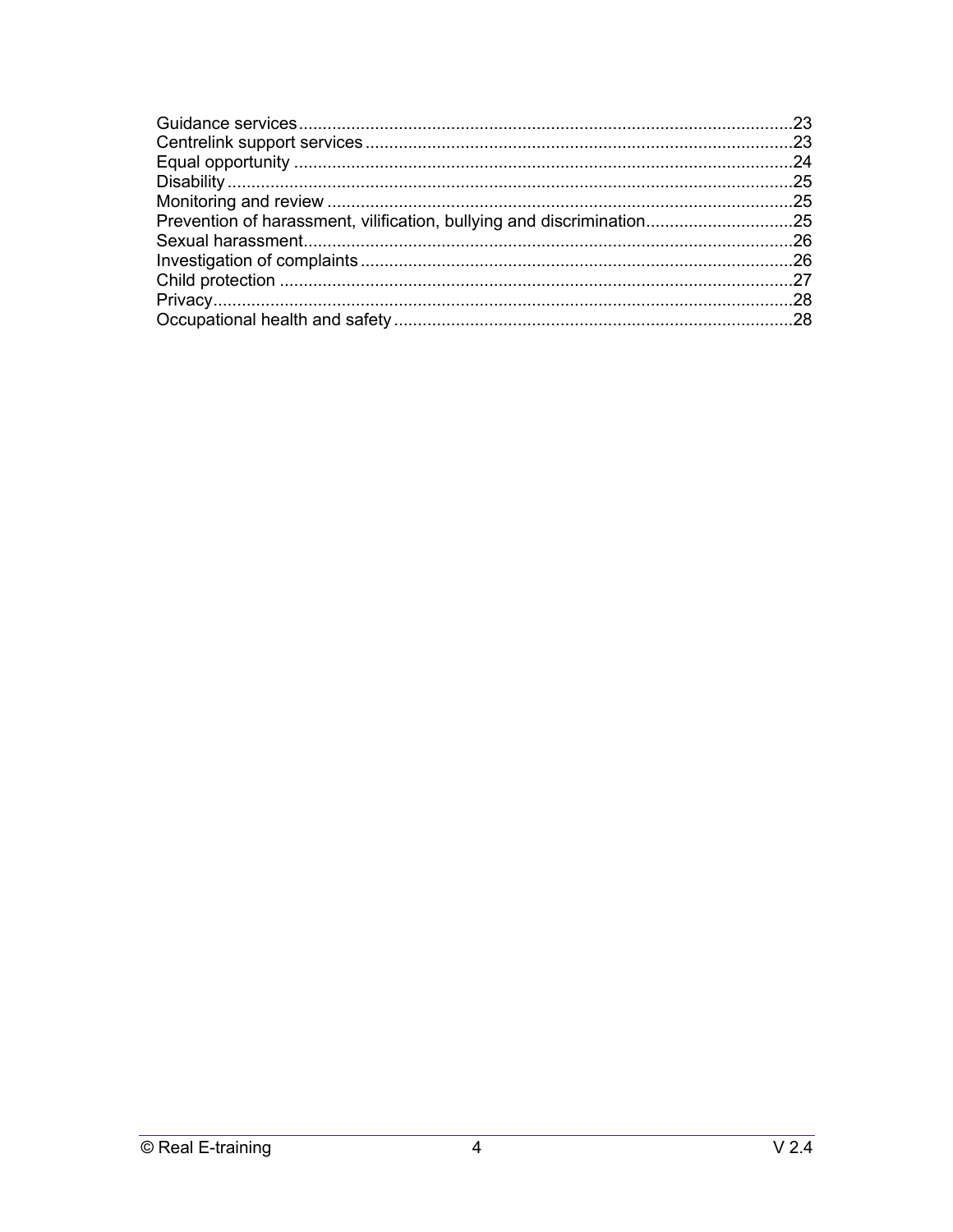Guidance services........................................................................................................23
Centrelink support services..........................................................................................23
Equal opportunity ........................................................................................................24
Disability......................................................................................................................25
Monitoring and review .................................................................................................25
Prevention of harassment, vilification, bullying and discrimination...............................25
Sexual harassment......................................................................................................26
Investigation of complaints..........................................................................................26
Child protection ...........................................................................................................27
Privacy.........................................................................................................................28
Occupational health and safety ...................................................................................28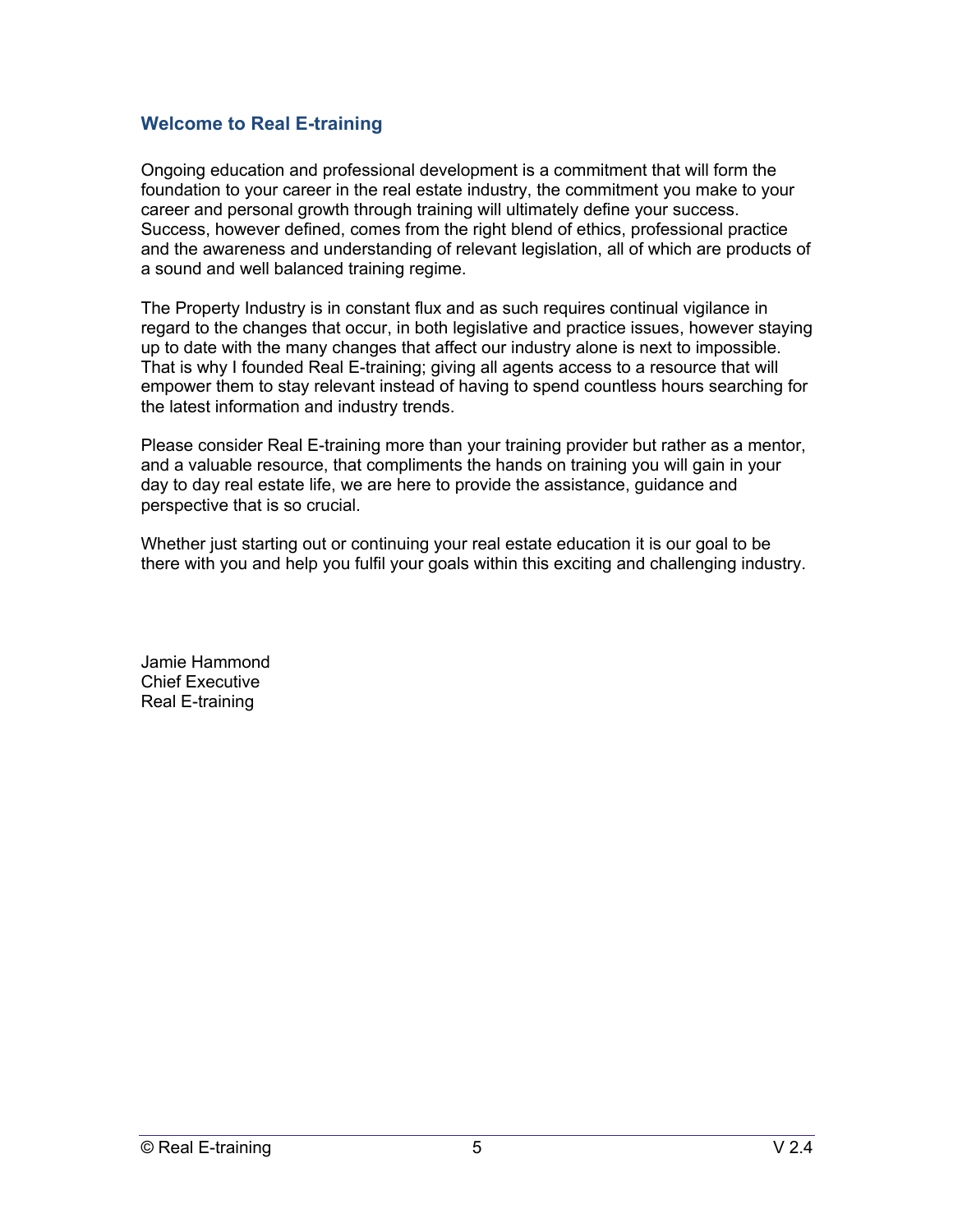## Welcome to Real E-training

Ongoing education and professional development is a commitment that will form the foundation to your career in the real estate industry, the commitment you make to your career and personal growth through training will ultimately define your success. Success, however defined, comes from the right blend of ethics, professional practice and the awareness and understanding of relevant legislation, all of which are products of a sound and well balanced training regime.

The Property Industry is in constant flux and as such requires continual vigilance in regard to the changes that occur, in both legislative and practice issues, however staying up to date with the many changes that affect our industry alone is next to impossible. That is why I founded Real E-training; giving all agents access to a resource that will empower them to stay relevant instead of having to spend countless hours searching for the latest information and industry trends.

Please consider Real E-training more than your training provider but rather as a mentor, and a valuable resource, that compliments the hands on training you will gain in your day to day real estate life, we are here to provide the assistance, guidance and perspective that is so crucial.

Whether just starting out or continuing your real estate education it is our goal to be there with you and help you fulfil your goals within this exciting and challenging industry.

Jamie Hammond
Chief Executive
Real E-training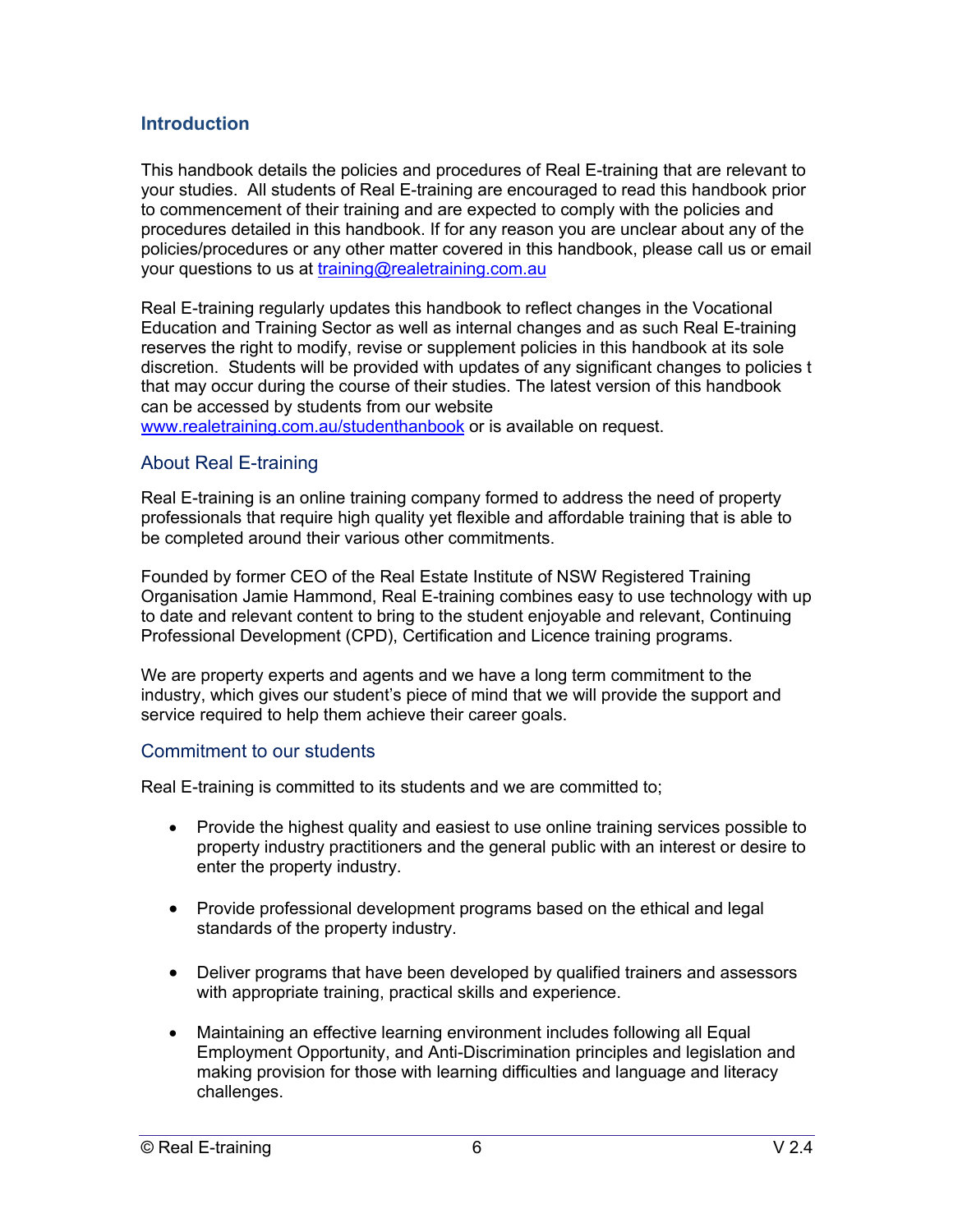## Introduction

This handbook details the policies and procedures of Real E-training that are relevant to your studies. All students of Real E-training are encouraged to read this handbook prior to commencement of their training and are expected to comply with the policies and procedures detailed in this handbook. If for any reason you are unclear about any of the policies/procedures or any other matter covered in this handbook, please call us or email your questions to us at training@realetraining.com.au

Real E-training regularly updates this handbook to reflect changes in the Vocational Education and Training Sector as well as internal changes and as such Real E-training reserves the right to modify, revise or supplement policies in this handbook at its sole discretion. Students will be provided with updates of any significant changes to policies t that may occur during the course of their studies. The latest version of this handbook can be accessed by students from our website www.realetraining.com.au/studenthanbook or is available on request.

### About Real E-training

Real E-training is an online training company formed to address the need of property professionals that require high quality yet flexible and affordable training that is able to be completed around their various other commitments.

Founded by former CEO of the Real Estate Institute of NSW Registered Training Organisation Jamie Hammond, Real E-training combines easy to use technology with up to date and relevant content to bring to the student enjoyable and relevant, Continuing Professional Development (CPD), Certification and Licence training programs.

We are property experts and agents and we have a long term commitment to the industry, which gives our student's piece of mind that we will provide the support and service required to help them achieve their career goals.

### Commitment to our students

Real E-training is committed to its students and we are committed to;

- Provide the highest quality and easiest to use online training services possible to property industry practitioners and the general public with an interest or desire to enter the property industry.
- Provide professional development programs based on the ethical and legal standards of the property industry.
- Deliver programs that have been developed by qualified trainers and assessors with appropriate training, practical skills and experience.
- Maintaining an effective learning environment includes following all Equal Employment Opportunity, and Anti-Discrimination principles and legislation and making provision for those with learning difficulties and language and literacy challenges.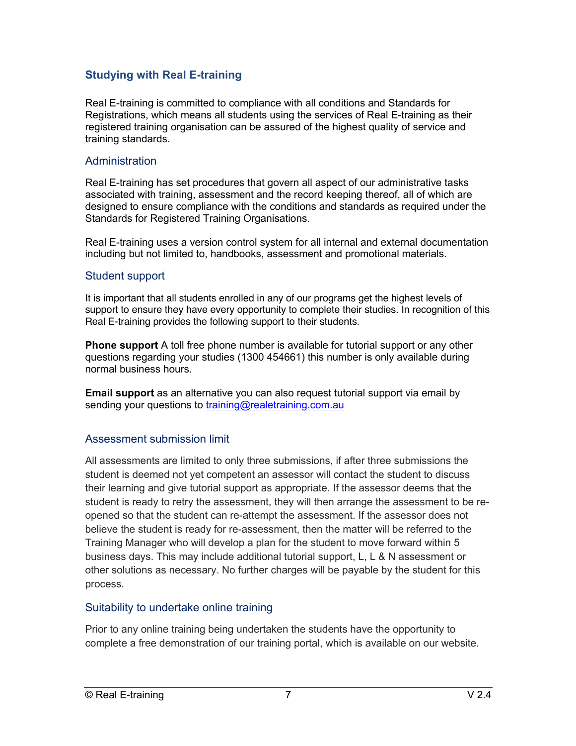## Studying with Real E-training

Real E-training is committed to compliance with all conditions and Standards for Registrations, which means all students using the services of Real E-training as their registered training organisation can be assured of the highest quality of service and training standards.

### Administration

Real E-training has set procedures that govern all aspect of our administrative tasks associated with training, assessment and the record keeping thereof, all of which are designed to ensure compliance with the conditions and standards as required under the Standards for Registered Training Organisations.

Real E-training uses a version control system for all internal and external documentation including but not limited to, handbooks, assessment and promotional materials.

### Student support

It is important that all students enrolled in any of our programs get the highest levels of support to ensure they have every opportunity to complete their studies. In recognition of this Real E-training provides the following support to their students.

**Phone support** A toll free phone number is available for tutorial support or any other questions regarding your studies (1300 454661) this number is only available during normal business hours.

**Email support** as an alternative you can also request tutorial support via email by sending your questions to training@realetraining.com.au

### Assessment submission limit

All assessments are limited to only three submissions, if after three submissions the student is deemed not yet competent an assessor will contact the student to discuss their learning and give tutorial support as appropriate. If the assessor deems that the student is ready to retry the assessment, they will then arrange the assessment to be re-opened so that the student can re-attempt the assessment. If the assessor does not believe the student is ready for re-assessment, then the matter will be referred to the Training Manager who will develop a plan for the student to move forward within 5 business days. This may include additional tutorial support, L, L & N assessment or other solutions as necessary. No further charges will be payable by the student for this process.

### Suitability to undertake online training

Prior to any online training being undertaken the students have the opportunity to complete a free demonstration of our training portal, which is available on our website.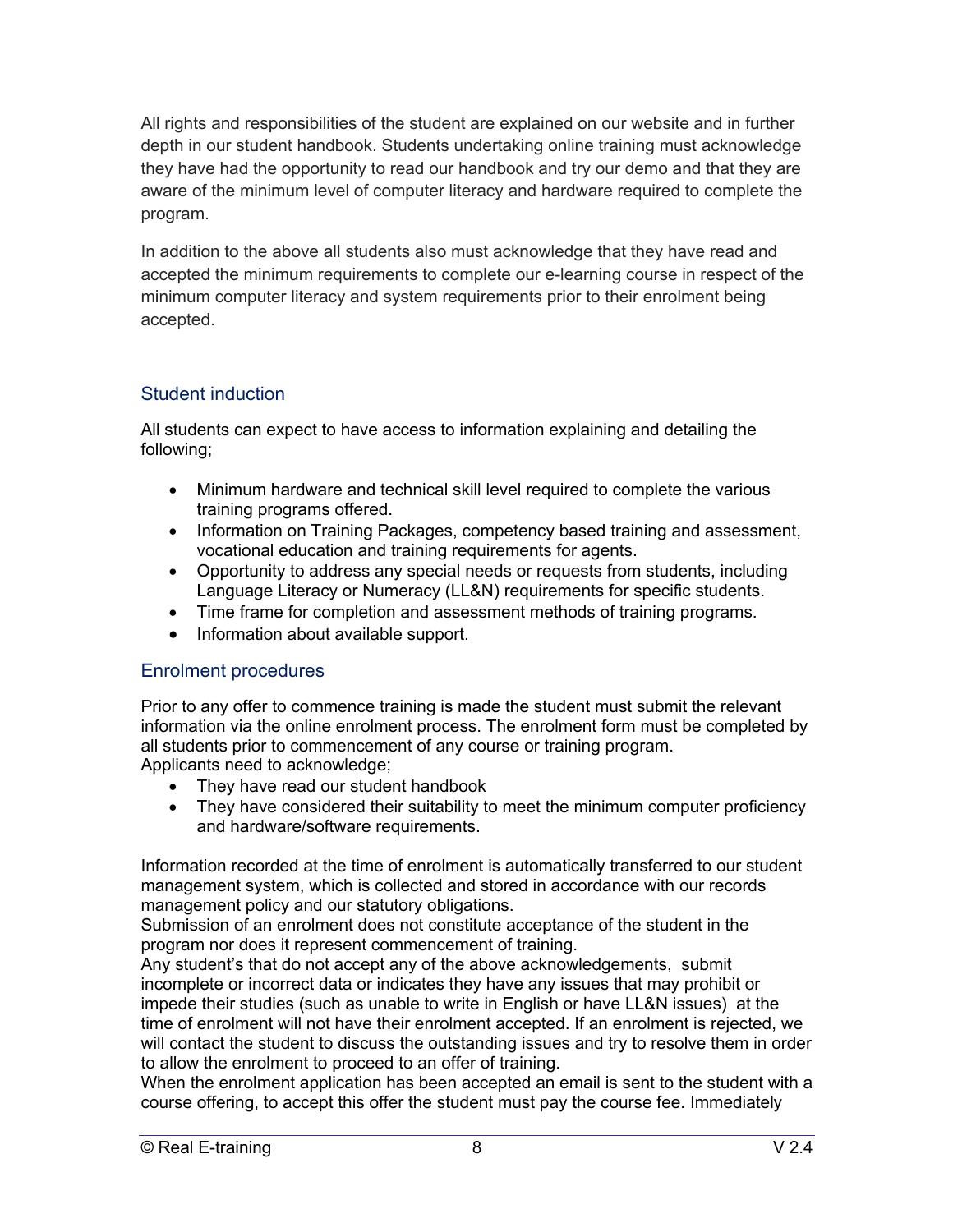All rights and responsibilities of the student are explained on our website and in further depth in our student handbook. Students undertaking online training must acknowledge they have had the opportunity to read our handbook and try our demo and that they are aware of the minimum level of computer literacy and hardware required to complete the program.

In addition to the above all students also must acknowledge that they have read and accepted the minimum requirements to complete our e-learning course in respect of the minimum computer literacy and system requirements prior to their enrolment being accepted.

## Student induction

All students can expect to have access to information explaining and detailing the following;

- Minimum hardware and technical skill level required to complete the various training programs offered.
- Information on Training Packages, competency based training and assessment, vocational education and training requirements for agents.
- Opportunity to address any special needs or requests from students, including Language Literacy or Numeracy (LL&N) requirements for specific students.
- Time frame for completion and assessment methods of training programs.
- Information about available support.

## Enrolment procedures

Prior to any offer to commence training is made the student must submit the relevant information via the online enrolment process. The enrolment form must be completed by all students prior to commencement of any course or training program.
Applicants need to acknowledge;

- They have read our student handbook
- They have considered their suitability to meet the minimum computer proficiency and hardware/software requirements.

Information recorded at the time of enrolment is automatically transferred to our student management system, which is collected and stored in accordance with our records management policy and our statutory obligations.
Submission of an enrolment does not constitute acceptance of the student in the program nor does it represent commencement of training.
Any student's that do not accept any of the above acknowledgements, submit incomplete or incorrect data or indicates they have any issues that may prohibit or impede their studies (such as unable to write in English or have LL&N issues) at the time of enrolment will not have their enrolment accepted. If an enrolment is rejected, we will contact the student to discuss the outstanding issues and try to resolve them in order to allow the enrolment to proceed to an offer of training.
When the enrolment application has been accepted an email is sent to the student with a course offering, to accept this offer the student must pay the course fee. Immediately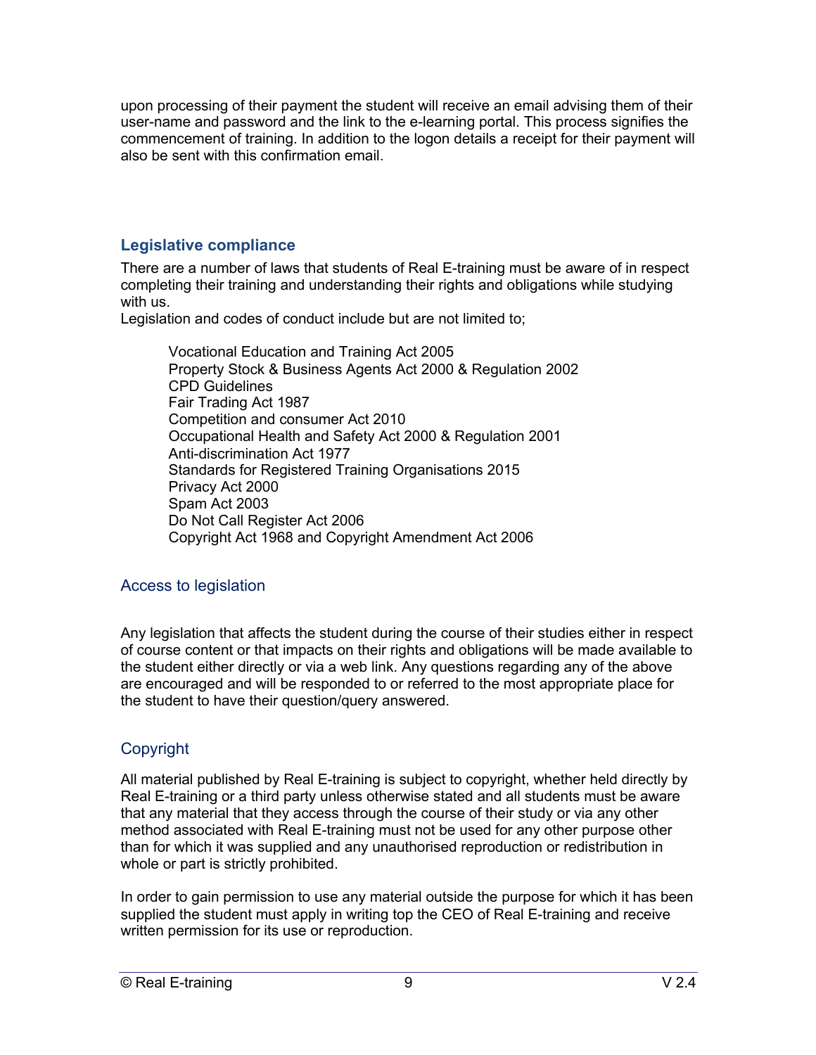upon processing of their payment the student will receive an email advising them of their user-name and password and the link to the e-learning portal. This process signifies the commencement of training. In addition to the logon details a receipt for their payment will also be sent with this confirmation email.

## Legislative compliance

There are a number of laws that students of Real E-training must be aware of in respect completing their training and understanding their rights and obligations while studying with us.

Legislation and codes of conduct include but are not limited to;

- Vocational Education and Training Act 2005
- Property Stock & Business Agents Act 2000 & Regulation 2002
- CPD Guidelines
- Fair Trading Act 1987
- Competition and consumer Act 2010
- Occupational Health and Safety Act 2000 & Regulation 2001
- Anti-discrimination Act 1977
- Standards for Registered Training Organisations 2015
- Privacy Act 2000
- Spam Act 2003
- Do Not Call Register Act 2006
- Copyright Act 1968 and Copyright Amendment Act 2006

### Access to legislation

Any legislation that affects the student during the course of their studies either in respect of course content or that impacts on their rights and obligations will be made available to the student either directly or via a web link. Any questions regarding any of the above are encouraged and will be responded to or referred to the most appropriate place for the student to have their question/query answered.

### Copyright

All material published by Real E-training is subject to copyright, whether held directly by Real E-training or a third party unless otherwise stated and all students must be aware that any material that they access through the course of their study or via any other method associated with Real E-training must not be used for any other purpose other than for which it was supplied and any unauthorised reproduction or redistribution in whole or part is strictly prohibited.

In order to gain permission to use any material outside the purpose for which it has been supplied the student must apply in writing top the CEO of Real E-training and receive written permission for its use or reproduction.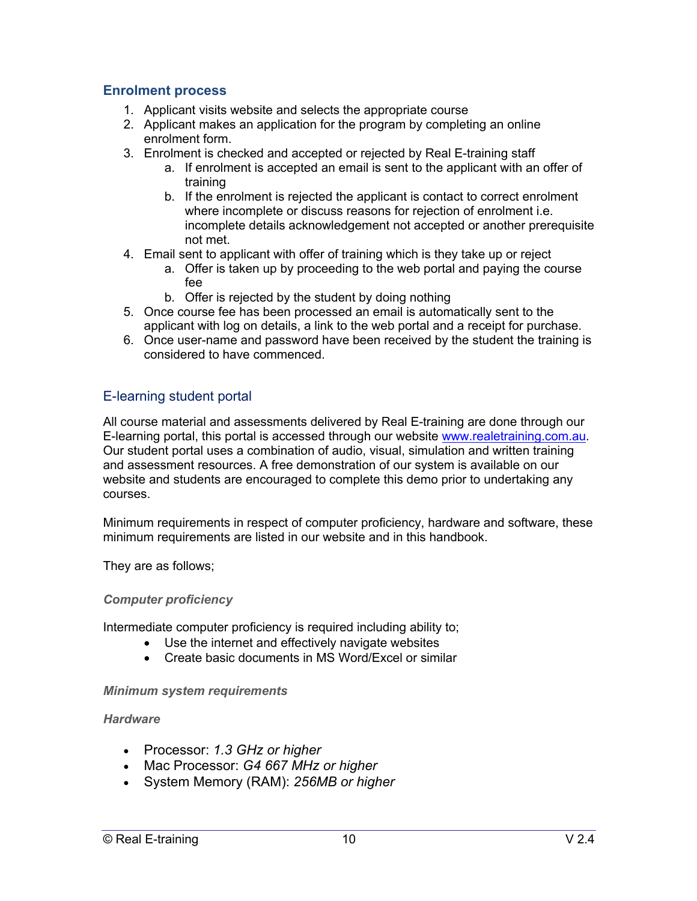## Enrolment process

1. Applicant visits website and selects the appropriate course
2. Applicant makes an application for the program by completing an online enrolment form.
3. Enrolment is checked and accepted or rejected by Real E-training staff
   a. If enrolment is accepted an email is sent to the applicant with an offer of training
   b. If the enrolment is rejected the applicant is contact to correct enrolment where incomplete or discuss reasons for rejection of enrolment i.e. incomplete details acknowledgement not accepted or another prerequisite not met.
4. Email sent to applicant with offer of training which is they take up or reject
   a. Offer is taken up by proceeding to the web portal and paying the course fee
   b. Offer is rejected by the student by doing nothing
5. Once course fee has been processed an email is automatically sent to the applicant with log on details, a link to the web portal and a receipt for purchase.
6. Once user-name and password have been received by the student the training is considered to have commenced.

## E-learning student portal

All course material and assessments delivered by Real E-training are done through our E-learning portal, this portal is accessed through our website [www.realetraining.com.au](http://www.realetraining.com.au). Our student portal uses a combination of audio, visual, simulation and written training and assessment resources. A free demonstration of our system is available on our website and students are encouraged to complete this demo prior to undertaking any courses.

Minimum requirements in respect of computer proficiency, hardware and software, these minimum requirements are listed in our website and in this handbook.

They are as follows;

#### *Computer proficiency*

Intermediate computer proficiency is required including ability to;

- Use the internet and effectively navigate websites
- Create basic documents in MS Word/Excel or similar

#### *Minimum system requirements*

#### *Hardware*

- Processor: *1.3 GHz or higher*
- Mac Processor: *G4 667 MHz or higher*
- System Memory (RAM): *256MB or higher*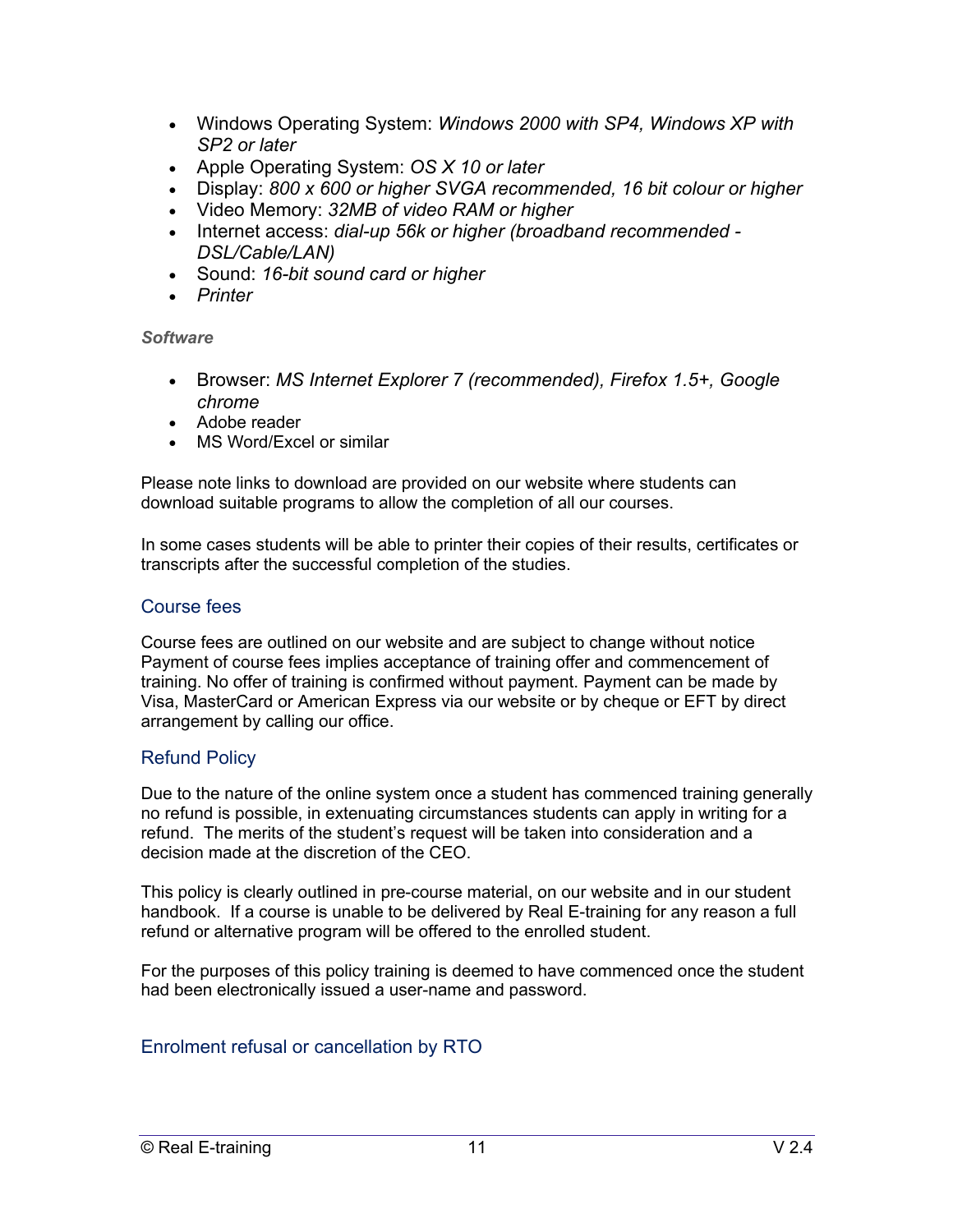- Windows Operating System: *Windows 2000 with SP4, Windows XP with SP2 or later*
- Apple Operating System: *OS X 10 or later*
- Display: *800 x 600 or higher SVGA recommended, 16 bit colour or higher*
- Video Memory: *32MB of video RAM or higher*
- Internet access: *dial-up 56k or higher (broadband recommended - DSL/Cable/LAN)*
- Sound: *16-bit sound card or higher*
- *Printer*

#### *Software*

- Browser: *MS Internet Explorer 7 (recommended), Firefox 1.5+, Google chrome*
- Adobe reader
- MS Word/Excel or similar

Please note links to download are provided on our website where students can download suitable programs to allow the completion of all our courses.

In some cases students will be able to printer their copies of their results, certificates or transcripts after the successful completion of the studies.

### Course fees

Course fees are outlined on our website and are subject to change without notice Payment of course fees implies acceptance of training offer and commencement of training. No offer of training is confirmed without payment. Payment can be made by Visa, MasterCard or American Express via our website or by cheque or EFT by direct arrangement by calling our office.

### Refund Policy

Due to the nature of the online system once a student has commenced training generally no refund is possible, in extenuating circumstances students can apply in writing for a refund. The merits of the student's request will be taken into consideration and a decision made at the discretion of the CEO.

This policy is clearly outlined in pre-course material, on our website and in our student handbook. If a course is unable to be delivered by Real E-training for any reason a full refund or alternative program will be offered to the enrolled student.

For the purposes of this policy training is deemed to have commenced once the student had been electronically issued a user-name and password.

### Enrolment refusal or cancellation by RTO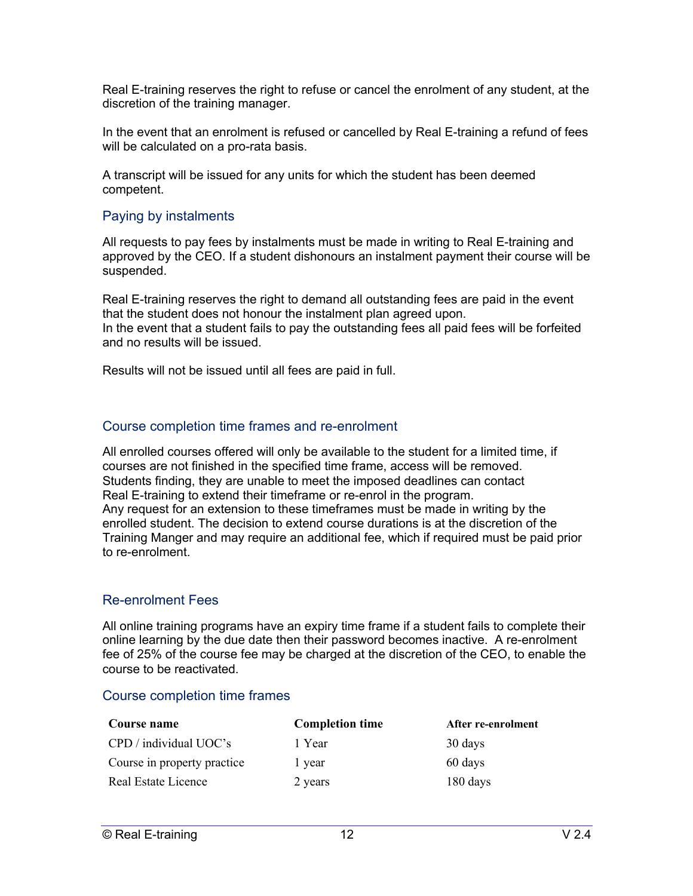Real E-training reserves the right to refuse or cancel the enrolment of any student, at the discretion of the training manager.

In the event that an enrolment is refused or cancelled by Real E-training a refund of fees will be calculated on a pro-rata basis.

A transcript will be issued for any units for which the student has been deemed competent.

### Paying by instalments

All requests to pay fees by instalments must be made in writing to Real E-training and approved by the CEO. If a student dishonours an instalment payment their course will be suspended.

Real E-training reserves the right to demand all outstanding fees are paid in the event that the student does not honour the instalment plan agreed upon.
In the event that a student fails to pay the outstanding fees all paid fees will be forfeited and no results will be issued.

Results will not be issued until all fees are paid in full.

### Course completion time frames and re-enrolment

All enrolled courses offered will only be available to the student for a limited time, if courses are not finished in the specified time frame, access will be removed.
Students finding, they are unable to meet the imposed deadlines can contact Real E-training to extend their timeframe or re-enrol in the program.
Any request for an extension to these timeframes must be made in writing by the enrolled student. The decision to extend course durations is at the discretion of the Training Manger and may require an additional fee, which if required must be paid prior to re-enrolment.

### Re-enrolment Fees

All online training programs have an expiry time frame if a student fails to complete their online learning by the due date then their password becomes inactive. A re-enrolment fee of 25% of the course fee may be charged at the discretion of the CEO, to enable the course to be reactivated.

### Course completion time frames

| Course name | Completion time | After re-enrolment |
|---|---|---|
| CPD / individual UOC's | 1 Year | 30 days |
| Course in property practice | 1 year | 60 days |
| Real Estate Licence | 2 years | 180 days |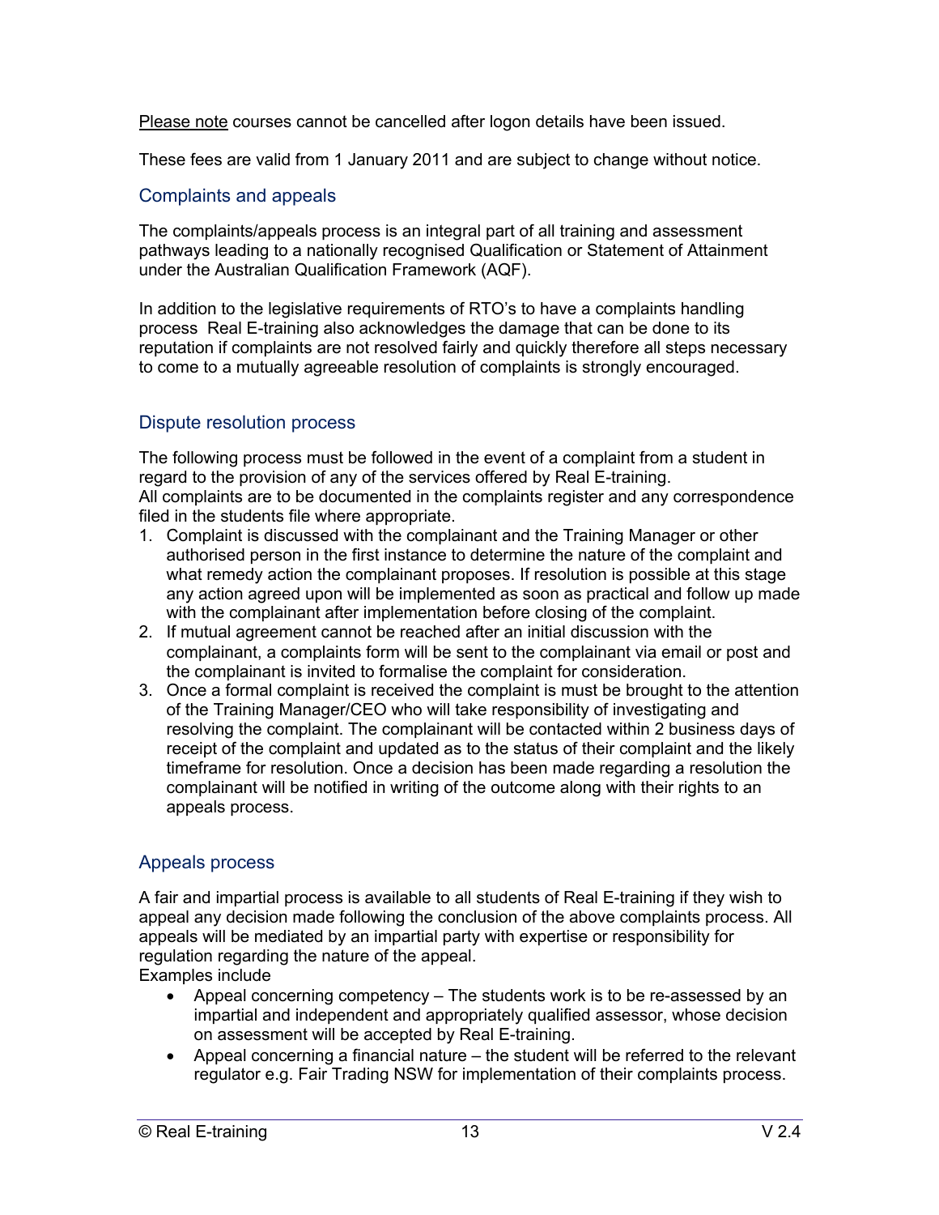<u>Please note</u> courses cannot be cancelled after logon details have been issued.

These fees are valid from 1 January 2011 and are subject to change without notice.

## Complaints and appeals

The complaints/appeals process is an integral part of all training and assessment pathways leading to a nationally recognised Qualification or Statement of Attainment under the Australian Qualification Framework (AQF).

In addition to the legislative requirements of RTO's to have a complaints handling process Real E-training also acknowledges the damage that can be done to its reputation if complaints are not resolved fairly and quickly therefore all steps necessary to come to a mutually agreeable resolution of complaints is strongly encouraged.

## Dispute resolution process

The following process must be followed in the event of a complaint from a student in regard to the provision of any of the services offered by Real E-training.
All complaints are to be documented in the complaints register and any correspondence filed in the students file where appropriate.

1. Complaint is discussed with the complainant and the Training Manager or other authorised person in the first instance to determine the nature of the complaint and what remedy action the complainant proposes. If resolution is possible at this stage any action agreed upon will be implemented as soon as practical and follow up made with the complainant after implementation before closing of the complaint.
2. If mutual agreement cannot be reached after an initial discussion with the complainant, a complaints form will be sent to the complainant via email or post and the complainant is invited to formalise the complaint for consideration.
3. Once a formal complaint is received the complaint is must be brought to the attention of the Training Manager/CEO who will take responsibility of investigating and resolving the complaint. The complainant will be contacted within 2 business days of receipt of the complaint and updated as to the status of their complaint and the likely timeframe for resolution. Once a decision has been made regarding a resolution the complainant will be notified in writing of the outcome along with their rights to an appeals process.

## Appeals process

A fair and impartial process is available to all students of Real E-training if they wish to appeal any decision made following the conclusion of the above complaints process. All appeals will be mediated by an impartial party with expertise or responsibility for regulation regarding the nature of the appeal.
Examples include

- Appeal concerning competency – The students work is to be re-assessed by an impartial and independent and appropriately qualified assessor, whose decision on assessment will be accepted by Real E-training.
- Appeal concerning a financial nature – the student will be referred to the relevant regulator e.g. Fair Trading NSW for implementation of their complaints process.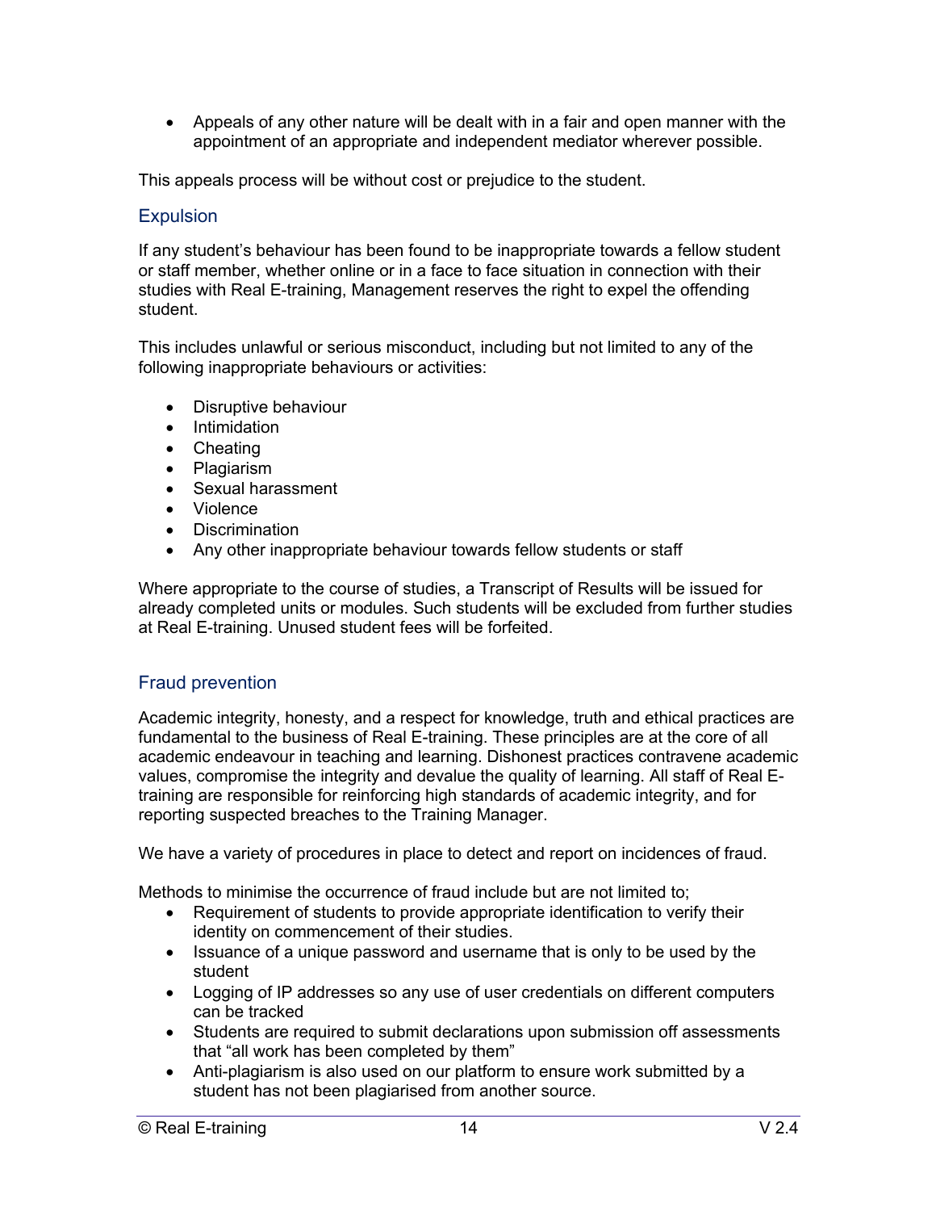- Appeals of any other nature will be dealt with in a fair and open manner with the appointment of an appropriate and independent mediator wherever possible.

This appeals process will be without cost or prejudice to the student.

## Expulsion

If any student's behaviour has been found to be inappropriate towards a fellow student or staff member, whether online or in a face to face situation in connection with their studies with Real E-training, Management reserves the right to expel the offending student.

This includes unlawful or serious misconduct, including but not limited to any of the following inappropriate behaviours or activities:

- Disruptive behaviour
- Intimidation
- Cheating
- Plagiarism
- Sexual harassment
- Violence
- Discrimination
- Any other inappropriate behaviour towards fellow students or staff

Where appropriate to the course of studies, a Transcript of Results will be issued for already completed units or modules. Such students will be excluded from further studies at Real E-training. Unused student fees will be forfeited.

## Fraud prevention

Academic integrity, honesty, and a respect for knowledge, truth and ethical practices are fundamental to the business of Real E-training. These principles are at the core of all academic endeavour in teaching and learning. Dishonest practices contravene academic values, compromise the integrity and devalue the quality of learning. All staff of Real E-training are responsible for reinforcing high standards of academic integrity, and for reporting suspected breaches to the Training Manager.

We have a variety of procedures in place to detect and report on incidences of fraud.

Methods to minimise the occurrence of fraud include but are not limited to;

- Requirement of students to provide appropriate identification to verify their identity on commencement of their studies.
- Issuance of a unique password and username that is only to be used by the student
- Logging of IP addresses so any use of user credentials on different computers can be tracked
- Students are required to submit declarations upon submission off assessments that "all work has been completed by them"
- Anti-plagiarism is also used on our platform to ensure work submitted by a student has not been plagiarised from another source.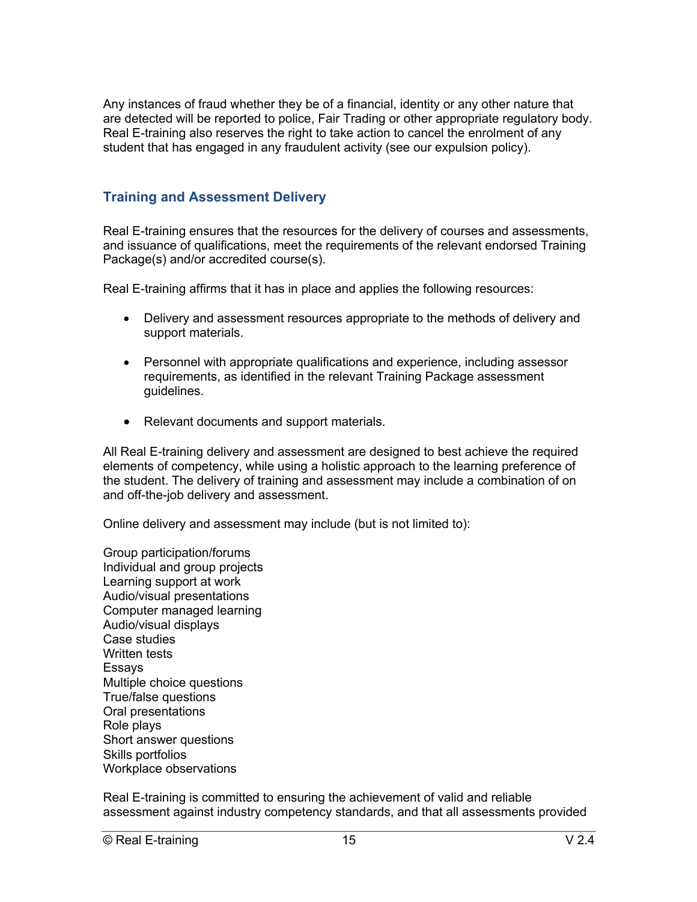Any instances of fraud whether they be of a financial, identity or any other nature that are detected will be reported to police, Fair Trading or other appropriate regulatory body. Real E-training also reserves the right to take action to cancel the enrolment of any student that has engaged in any fraudulent activity (see our expulsion policy).

## Training and Assessment Delivery

Real E-training ensures that the resources for the delivery of courses and assessments, and issuance of qualifications, meet the requirements of the relevant endorsed Training Package(s) and/or accredited course(s).

Real E-training affirms that it has in place and applies the following resources:

- Delivery and assessment resources appropriate to the methods of delivery and support materials.
- Personnel with appropriate qualifications and experience, including assessor requirements, as identified in the relevant Training Package assessment guidelines.
- Relevant documents and support materials.

All Real E-training delivery and assessment are designed to best achieve the required elements of competency, while using a holistic approach to the learning preference of the student. The delivery of training and assessment may include a combination of on and off-the-job delivery and assessment.

Online delivery and assessment may include (but is not limited to):

Group participation/forums
Individual and group projects
Learning support at work
Audio/visual presentations
Computer managed learning
Audio/visual displays
Case studies
Written tests
Essays
Multiple choice questions
True/false questions
Oral presentations
Role plays
Short answer questions
Skills portfolios
Workplace observations

Real E-training is committed to ensuring the achievement of valid and reliable assessment against industry competency standards, and that all assessments provided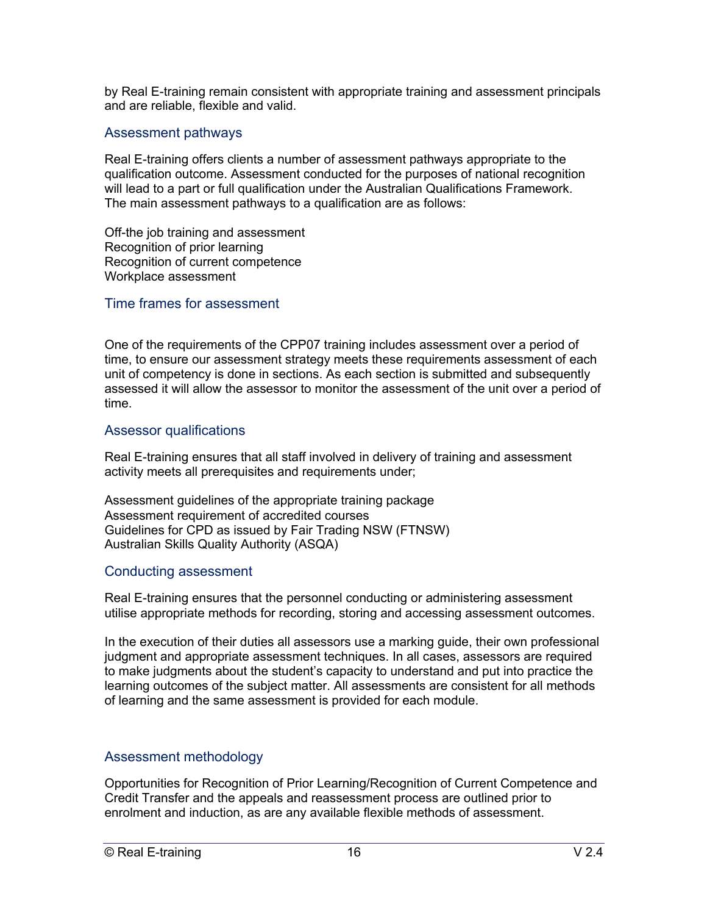by Real E-training remain consistent with appropriate training and assessment principals and are reliable, flexible and valid.

## Assessment pathways

Real E-training offers clients a number of assessment pathways appropriate to the qualification outcome. Assessment conducted for the purposes of national recognition will lead to a part or full qualification under the Australian Qualifications Framework. The main assessment pathways to a qualification are as follows:

Off-the job training and assessment
Recognition of prior learning
Recognition of current competence
Workplace assessment

## Time frames for assessment

One of the requirements of the CPP07 training includes assessment over a period of time, to ensure our assessment strategy meets these requirements assessment of each unit of competency is done in sections. As each section is submitted and subsequently assessed it will allow the assessor to monitor the assessment of the unit over a period of time.

## Assessor qualifications

Real E-training ensures that all staff involved in delivery of training and assessment activity meets all prerequisites and requirements under;

Assessment guidelines of the appropriate training package
Assessment requirement of accredited courses
Guidelines for CPD as issued by Fair Trading NSW (FTNSW)
Australian Skills Quality Authority (ASQA)

## Conducting assessment

Real E-training ensures that the personnel conducting or administering assessment utilise appropriate methods for recording, storing and accessing assessment outcomes.

In the execution of their duties all assessors use a marking guide, their own professional judgment and appropriate assessment techniques. In all cases, assessors are required to make judgments about the student's capacity to understand and put into practice the learning outcomes of the subject matter. All assessments are consistent for all methods of learning and the same assessment is provided for each module.

## Assessment methodology

Opportunities for Recognition of Prior Learning/Recognition of Current Competence and Credit Transfer and the appeals and reassessment process are outlined prior to enrolment and induction, as are any available flexible methods of assessment.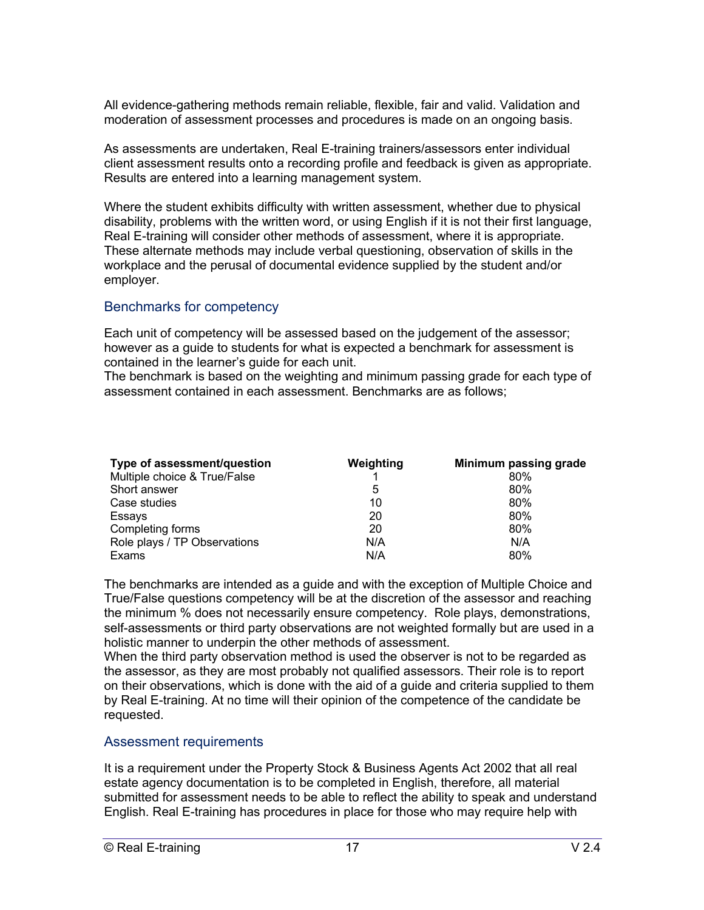All evidence-gathering methods remain reliable, flexible, fair and valid. Validation and moderation of assessment processes and procedures is made on an ongoing basis.

As assessments are undertaken, Real E-training trainers/assessors enter individual client assessment results onto a recording profile and feedback is given as appropriate. Results are entered into a learning management system.

Where the student exhibits difficulty with written assessment, whether due to physical disability, problems with the written word, or using English if it is not their first language, Real E-training will consider other methods of assessment, where it is appropriate. These alternate methods may include verbal questioning, observation of skills in the workplace and the perusal of documental evidence supplied by the student and/or employer.

## Benchmarks for competency

Each unit of competency will be assessed based on the judgement of the assessor; however as a guide to students for what is expected a benchmark for assessment is contained in the learner's guide for each unit.
The benchmark is based on the weighting and minimum passing grade for each type of assessment contained in each assessment. Benchmarks are as follows;

| Type of assessment/question | Weighting | Minimum passing grade |
|---|---|---|
| Multiple choice & True/False | 1 | 80% |
| Short answer | 5 | 80% |
| Case studies | 10 | 80% |
| Essays | 20 | 80% |
| Completing forms | 20 | 80% |
| Role plays / TP Observations | N/A | N/A |
| Exams | N/A | 80% |

The benchmarks are intended as a guide and with the exception of Multiple Choice and True/False questions competency will be at the discretion of the assessor and reaching the minimum % does not necessarily ensure competency. Role plays, demonstrations, self-assessments or third party observations are not weighted formally but are used in a holistic manner to underpin the other methods of assessment.
When the third party observation method is used the observer is not to be regarded as the assessor, as they are most probably not qualified assessors. Their role is to report on their observations, which is done with the aid of a guide and criteria supplied to them by Real E-training. At no time will their opinion of the competence of the candidate be requested.

## Assessment requirements

It is a requirement under the Property Stock & Business Agents Act 2002 that all real estate agency documentation is to be completed in English, therefore, all material submitted for assessment needs to be able to reflect the ability to speak and understand English. Real E-training has procedures in place for those who may require help with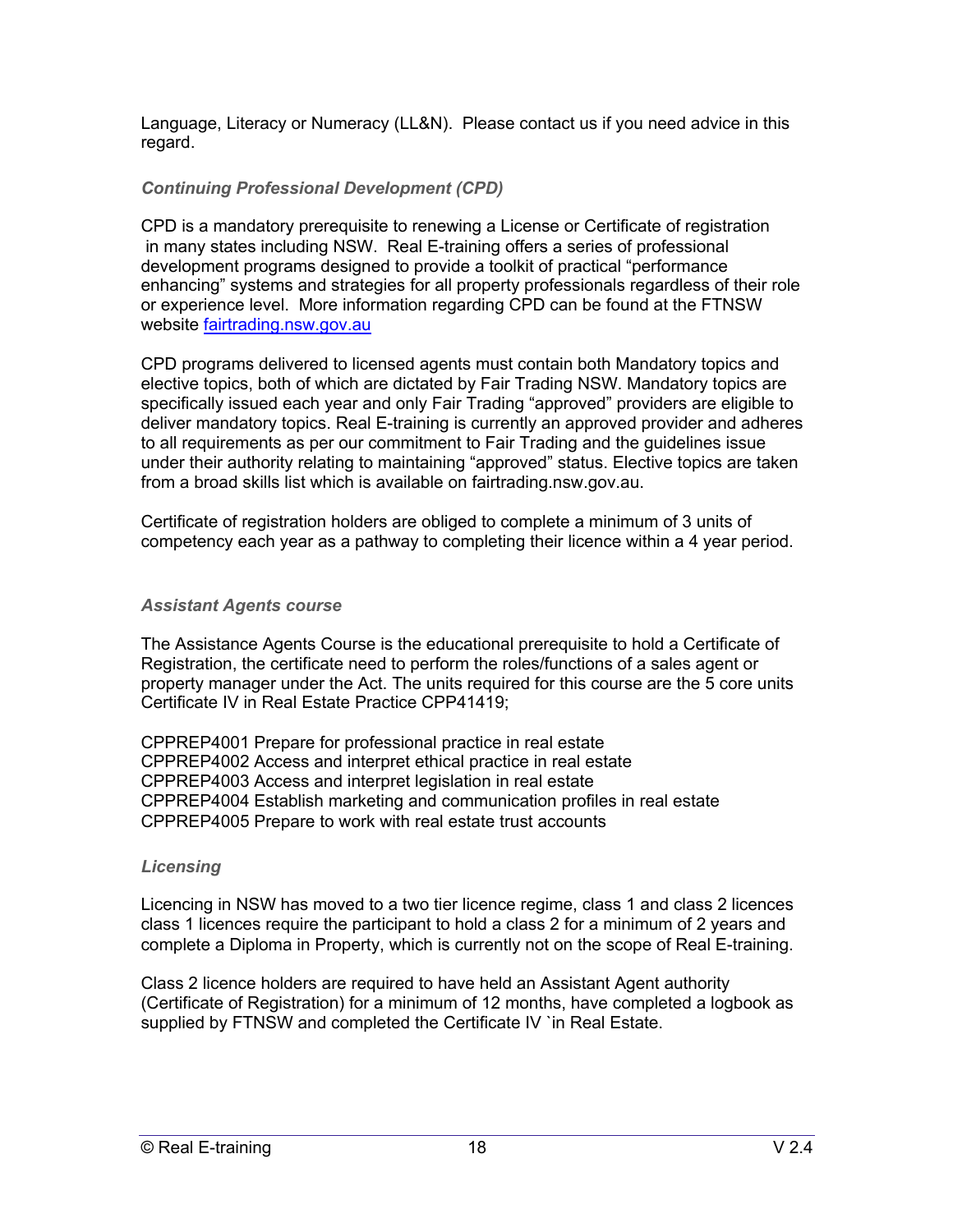Language, Literacy or Numeracy (LL&N). Please contact us if you need advice in this regard.

### *Continuing Professional Development (CPD)*

CPD is a mandatory prerequisite to renewing a License or Certificate of registration in many states including NSW. Real E-training offers a series of professional development programs designed to provide a toolkit of practical "performance enhancing" systems and strategies for all property professionals regardless of their role or experience level. More information regarding CPD can be found at the FTNSW website [fairtrading.nsw.gov.au](fairtrading.nsw.gov.au)

CPD programs delivered to licensed agents must contain both Mandatory topics and elective topics, both of which are dictated by Fair Trading NSW. Mandatory topics are specifically issued each year and only Fair Trading "approved" providers are eligible to deliver mandatory topics. Real E-training is currently an approved provider and adheres to all requirements as per our commitment to Fair Trading and the guidelines issue under their authority relating to maintaining "approved" status. Elective topics are taken from a broad skills list which is available on fairtrading.nsw.gov.au.

Certificate of registration holders are obliged to complete a minimum of 3 units of competency each year as a pathway to completing their licence within a 4 year period.

### *Assistant Agents course*

The Assistance Agents Course is the educational prerequisite to hold a Certificate of Registration, the certificate need to perform the roles/functions of a sales agent or property manager under the Act. The units required for this course are the 5 core units Certificate IV in Real Estate Practice CPP41419;

CPPREP4001 Prepare for professional practice in real estate
CPPREP4002 Access and interpret ethical practice in real estate
CPPREP4003 Access and interpret legislation in real estate
CPPREP4004 Establish marketing and communication profiles in real estate
CPPREP4005 Prepare to work with real estate trust accounts

### *Licensing*

Licencing in NSW has moved to a two tier licence regime, class 1 and class 2 licences class 1 licences require the participant to hold a class 2 for a minimum of 2 years and complete a Diploma in Property, which is currently not on the scope of Real E-training.

Class 2 licence holders are required to have held an Assistant Agent authority (Certificate of Registration) for a minimum of 12 months, have completed a logbook as supplied by FTNSW and completed the Certificate IV `in Real Estate.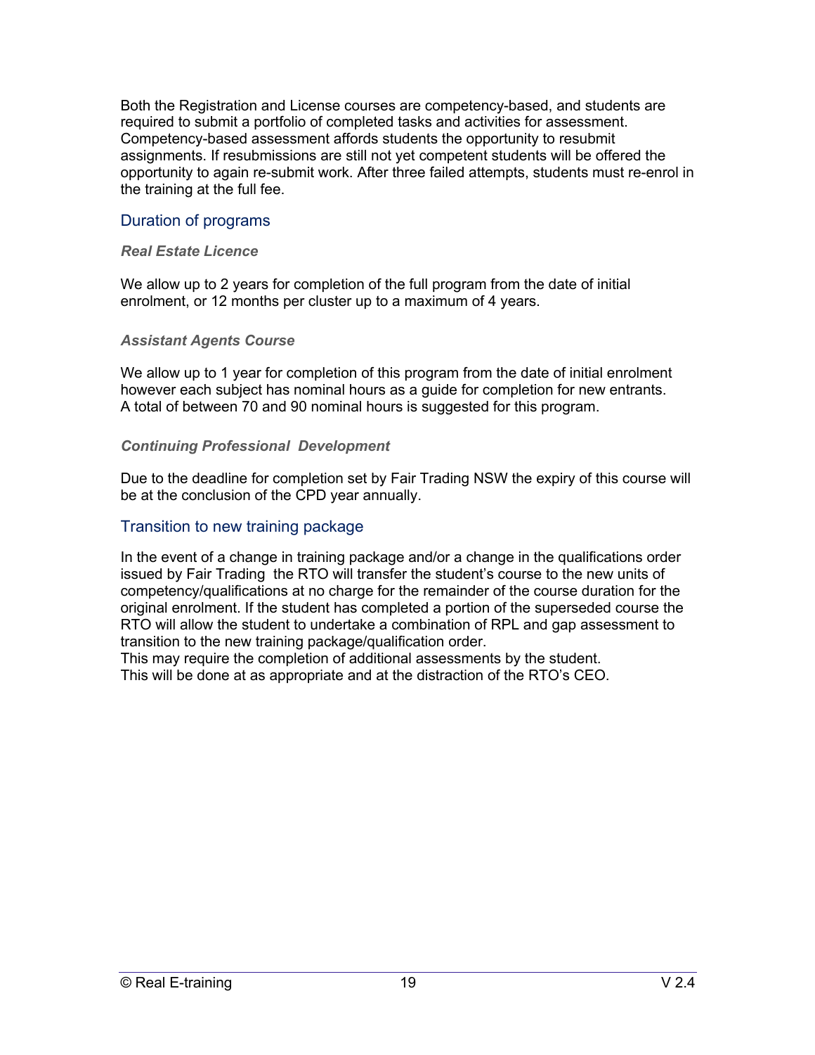Both the Registration and License courses are competency-based, and students are required to submit a portfolio of completed tasks and activities for assessment. Competency-based assessment affords students the opportunity to resubmit assignments. If resubmissions are still not yet competent students will be offered the opportunity to again re-submit work. After three failed attempts, students must re-enrol in the training at the full fee.

## Duration of programs

### *Real Estate Licence*

We allow up to 2 years for completion of the full program from the date of initial enrolment, or 12 months per cluster up to a maximum of 4 years.

### *Assistant Agents Course*

We allow up to 1 year for completion of this program from the date of initial enrolment however each subject has nominal hours as a guide for completion for new entrants. A total of between 70 and 90 nominal hours is suggested for this program.

### *Continuing Professional Development*

Due to the deadline for completion set by Fair Trading NSW the expiry of this course will be at the conclusion of the CPD year annually.

## Transition to new training package

In the event of a change in training package and/or a change in the qualifications order issued by Fair Trading the RTO will transfer the student's course to the new units of competency/qualifications at no charge for the remainder of the course duration for the original enrolment. If the student has completed a portion of the superseded course the RTO will allow the student to undertake a combination of RPL and gap assessment to transition to the new training package/qualification order.
This may require the completion of additional assessments by the student.
This will be done at as appropriate and at the distraction of the RTO's CEO.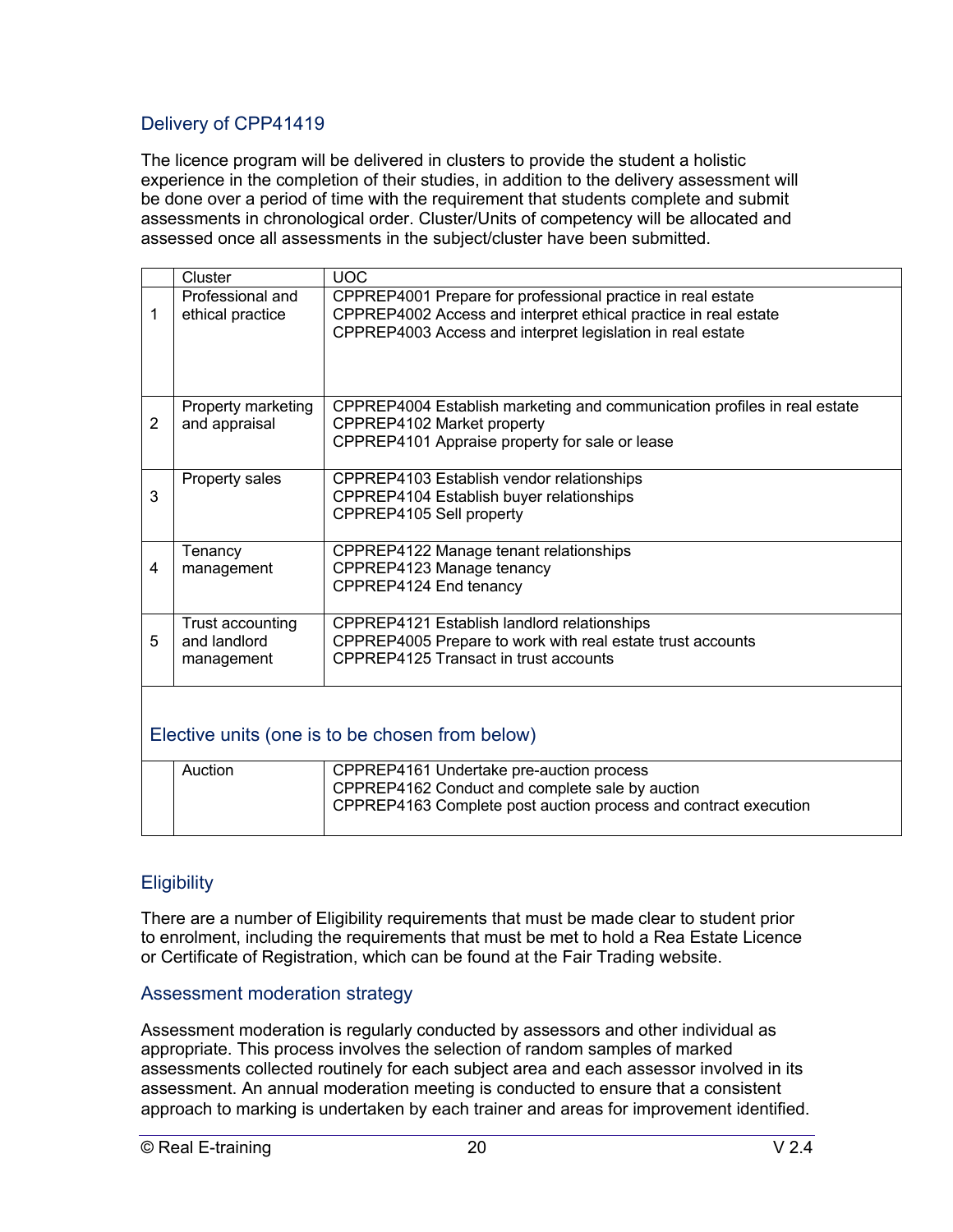## Delivery of CPP41419

The licence program will be delivered in clusters to provide the student a holistic experience in the completion of their studies, in addition to the delivery assessment will be done over a period of time with the requirement that students complete and submit assessments in chronological order. Cluster/Units of competency will be allocated and assessed once all assessments in the subject/cluster have been submitted.

| | Cluster | UOC |
|---|---|---|
| 1 | Professional and ethical practice | CPPREP4001 Prepare for professional practice in real estate<br>CPPREP4002 Access and interpret ethical practice in real estate<br>CPPREP4003 Access and interpret legislation in real estate |
| 2 | Property marketing and appraisal | CPPREP4004 Establish marketing and communication profiles in real estate<br>CPPREP4102 Market property<br>CPPREP4101 Appraise property for sale or lease |
| 3 | Property sales | CPPREP4103 Establish vendor relationships<br>CPPREP4104 Establish buyer relationships<br>CPPREP4105 Sell property |
| 4 | Tenancy management | CPPREP4122 Manage tenant relationships<br>CPPREP4123 Manage tenancy<br>CPPREP4124 End tenancy |
| 5 | Trust accounting and landlord management | CPPREP4121 Establish landlord relationships<br>CPPREP4005 Prepare to work with real estate trust accounts<br>CPPREP4125 Transact in trust accounts |
| **Elective units (one is to be chosen from below)** | | |
| | Auction | CPPREP4161 Undertake pre-auction process<br>CPPREP4162 Conduct and complete sale by auction<br>CPPREP4163 Complete post auction process and contract execution |

## Eligibility

There are a number of Eligibility requirements that must be made clear to student prior to enrolment, including the requirements that must be met to hold a Rea Estate Licence or Certificate of Registration, which can be found at the Fair Trading website.

## Assessment moderation strategy

Assessment moderation is regularly conducted by assessors and other individual as appropriate. This process involves the selection of random samples of marked assessments collected routinely for each subject area and each assessor involved in its assessment. An annual moderation meeting is conducted to ensure that a consistent approach to marking is undertaken by each trainer and areas for improvement identified.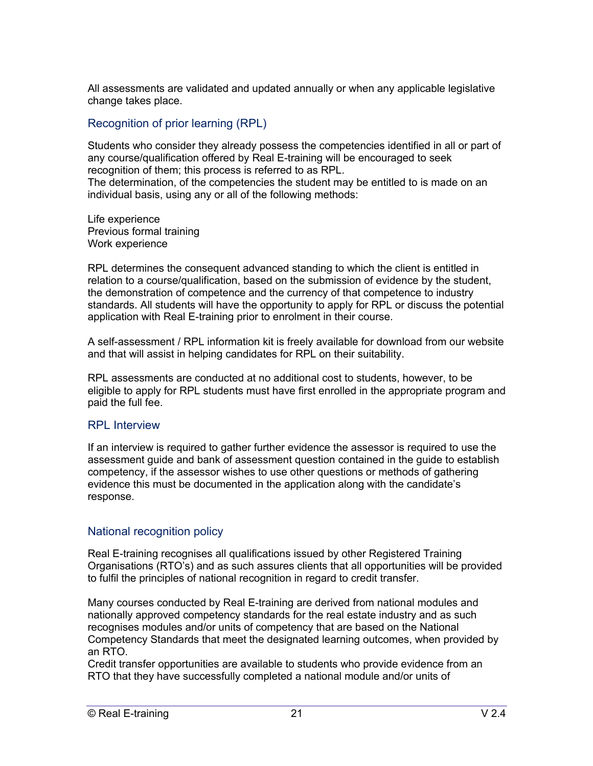All assessments are validated and updated annually or when any applicable legislative change takes place.

## Recognition of prior learning (RPL)

Students who consider they already possess the competencies identified in all or part of any course/qualification offered by Real E-training will be encouraged to seek recognition of them; this process is referred to as RPL.
The determination, of the competencies the student may be entitled to is made on an individual basis, using any or all of the following methods:

Life experience
Previous formal training
Work experience

RPL determines the consequent advanced standing to which the client is entitled in relation to a course/qualification, based on the submission of evidence by the student, the demonstration of competence and the currency of that competence to industry standards. All students will have the opportunity to apply for RPL or discuss the potential application with Real E-training prior to enrolment in their course.

A self-assessment / RPL information kit is freely available for download from our website and that will assist in helping candidates for RPL on their suitability.

RPL assessments are conducted at no additional cost to students, however, to be eligible to apply for RPL students must have first enrolled in the appropriate program and paid the full fee.

## RPL Interview

If an interview is required to gather further evidence the assessor is required to use the assessment guide and bank of assessment question contained in the guide to establish competency, if the assessor wishes to use other questions or methods of gathering evidence this must be documented in the application along with the candidate's response.

## National recognition policy

Real E-training recognises all qualifications issued by other Registered Training Organisations (RTO's) and as such assures clients that all opportunities will be provided to fulfil the principles of national recognition in regard to credit transfer.

Many courses conducted by Real E-training are derived from national modules and nationally approved competency standards for the real estate industry and as such recognises modules and/or units of competency that are based on the National Competency Standards that meet the designated learning outcomes, when provided by an RTO.
Credit transfer opportunities are available to students who provide evidence from an RTO that they have successfully completed a national module and/or units of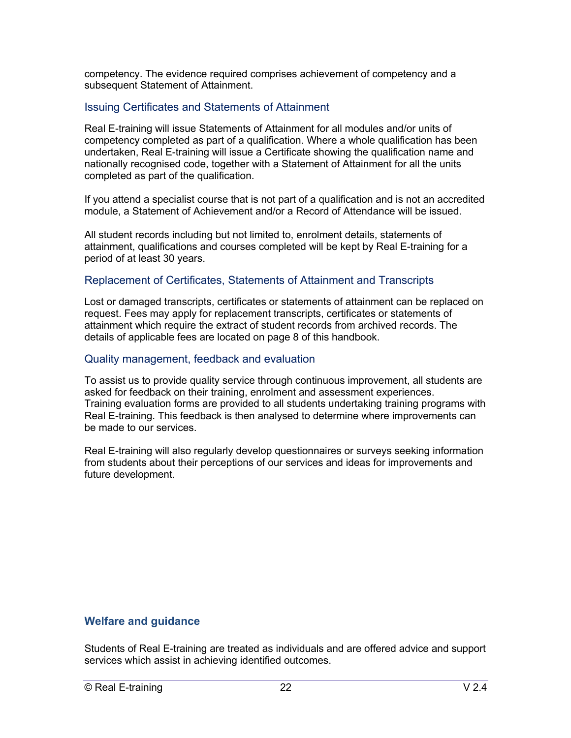competency. The evidence required comprises achievement of competency and a subsequent Statement of Attainment.

### Issuing Certificates and Statements of Attainment

Real E-training will issue Statements of Attainment for all modules and/or units of competency completed as part of a qualification. Where a whole qualification has been undertaken, Real E-training will issue a Certificate showing the qualification name and nationally recognised code, together with a Statement of Attainment for all the units completed as part of the qualification.

If you attend a specialist course that is not part of a qualification and is not an accredited module, a Statement of Achievement and/or a Record of Attendance will be issued.

All student records including but not limited to, enrolment details, statements of attainment, qualifications and courses completed will be kept by Real E-training for a period of at least 30 years.

### Replacement of Certificates, Statements of Attainment and Transcripts

Lost or damaged transcripts, certificates or statements of attainment can be replaced on request. Fees may apply for replacement transcripts, certificates or statements of attainment which require the extract of student records from archived records. The details of applicable fees are located on page 8 of this handbook.

### Quality management, feedback and evaluation

To assist us to provide quality service through continuous improvement, all students are asked for feedback on their training, enrolment and assessment experiences. Training evaluation forms are provided to all students undertaking training programs with Real E-training. This feedback is then analysed to determine where improvements can be made to our services.

Real E-training will also regularly develop questionnaires or surveys seeking information from students about their perceptions of our services and ideas for improvements and future development.

## Welfare and guidance

Students of Real E-training are treated as individuals and are offered advice and support services which assist in achieving identified outcomes.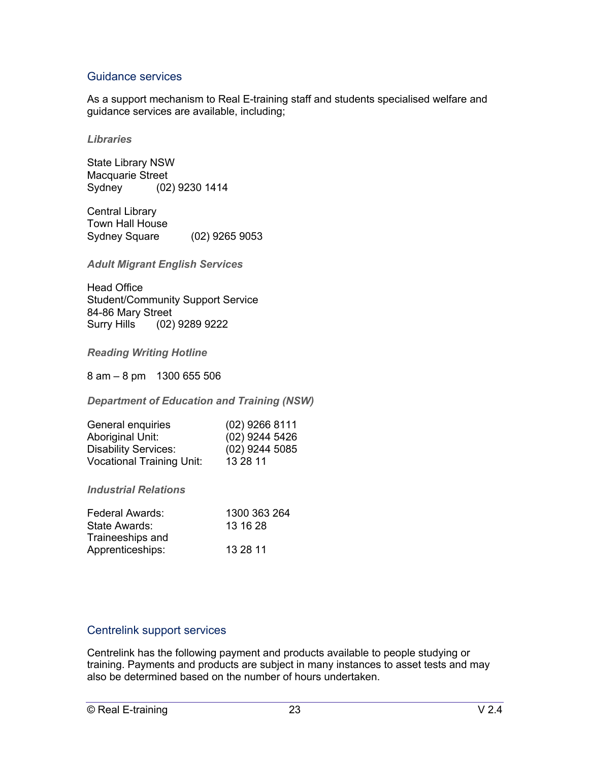## Guidance services

As a support mechanism to Real E-training staff and students specialised welfare and guidance services are available, including;

### *Libraries*

State Library NSW
Macquarie Street
Sydney (02) 9230 1414

Central Library
Town Hall House
Sydney Square (02) 9265 9053

### *Adult Migrant English Services*

Head Office
Student/Community Support Service
84-86 Mary Street
Surry Hills (02) 9289 9222

### *Reading Writing Hotline*

8 am – 8 pm 1300 655 506

### *Department of Education and Training (NSW)*

| | |
|---|---|
| General enquiries | (02) 9266 8111 |
| Aboriginal Unit: | (02) 9244 5426 |
| Disability Services: | (02) 9244 5085 |
| Vocational Training Unit: | 13 28 11 |

### *Industrial Relations*

| | |
|---|---|
| Federal Awards: | 1300 363 264 |
| State Awards: | 13 16 28 |
| Traineeships and Apprenticeships: | 13 28 11 |

## Centrelink support services

Centrelink has the following payment and products available to people studying or training. Payments and products are subject in many instances to asset tests and may also be determined based on the number of hours undertaken.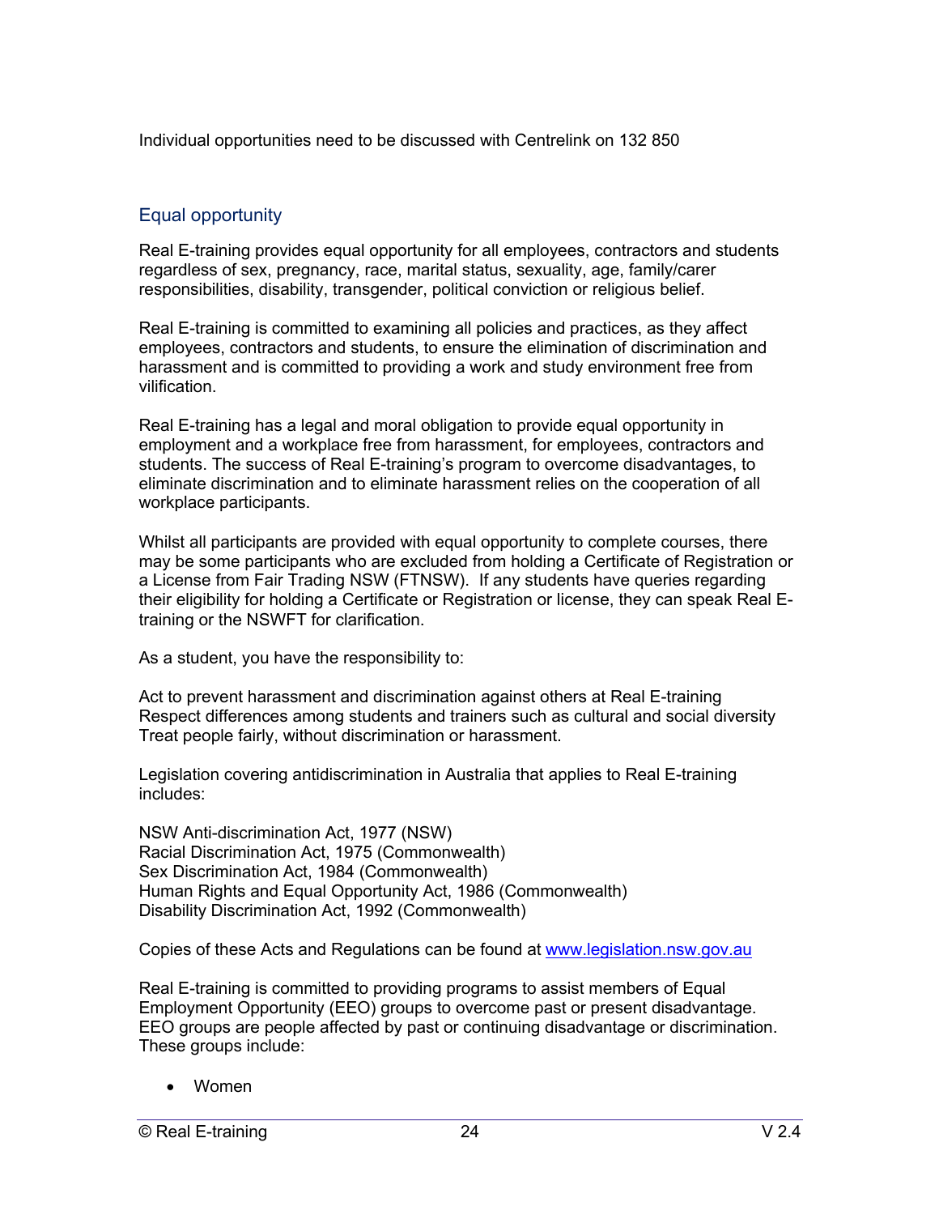Individual opportunities need to be discussed with Centrelink on 132 850

## Equal opportunity

Real E-training provides equal opportunity for all employees, contractors and students regardless of sex, pregnancy, race, marital status, sexuality, age, family/carer responsibilities, disability, transgender, political conviction or religious belief.

Real E-training is committed to examining all policies and practices, as they affect employees, contractors and students, to ensure the elimination of discrimination and harassment and is committed to providing a work and study environment free from vilification.

Real E-training has a legal and moral obligation to provide equal opportunity in employment and a workplace free from harassment, for employees, contractors and students. The success of Real E-training's program to overcome disadvantages, to eliminate discrimination and to eliminate harassment relies on the cooperation of all workplace participants.

Whilst all participants are provided with equal opportunity to complete courses, there may be some participants who are excluded from holding a Certificate of Registration or a License from Fair Trading NSW (FTNSW). If any students have queries regarding their eligibility for holding a Certificate or Registration or license, they can speak Real E-training or the NSWFT for clarification.

As a student, you have the responsibility to:

Act to prevent harassment and discrimination against others at Real E-training
Respect differences among students and trainers such as cultural and social diversity
Treat people fairly, without discrimination or harassment.

Legislation covering antidiscrimination in Australia that applies to Real E-training includes:

NSW Anti-discrimination Act, 1977 (NSW)
Racial Discrimination Act, 1975 (Commonwealth)
Sex Discrimination Act, 1984 (Commonwealth)
Human Rights and Equal Opportunity Act, 1986 (Commonwealth)
Disability Discrimination Act, 1992 (Commonwealth)

Copies of these Acts and Regulations can be found at www.legislation.nsw.gov.au

Real E-training is committed to providing programs to assist members of Equal Employment Opportunity (EEO) groups to overcome past or present disadvantage. EEO groups are people affected by past or continuing disadvantage or discrimination. These groups include:

- Women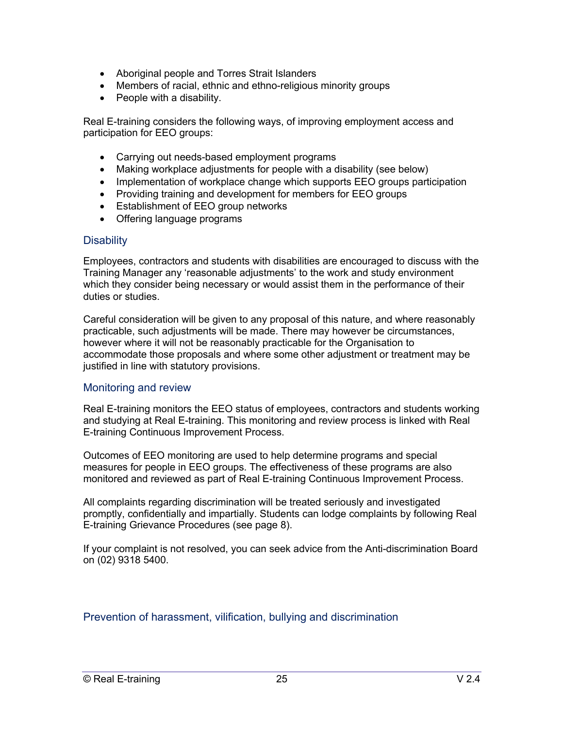- Aboriginal people and Torres Strait Islanders
- Members of racial, ethnic and ethno-religious minority groups
- People with a disability.

Real E-training considers the following ways, of improving employment access and participation for EEO groups:

- Carrying out needs-based employment programs
- Making workplace adjustments for people with a disability (see below)
- Implementation of workplace change which supports EEO groups participation
- Providing training and development for members for EEO groups
- Establishment of EEO group networks
- Offering language programs

## Disability

Employees, contractors and students with disabilities are encouraged to discuss with the Training Manager any 'reasonable adjustments' to the work and study environment which they consider being necessary or would assist them in the performance of their duties or studies.

Careful consideration will be given to any proposal of this nature, and where reasonably practicable, such adjustments will be made. There may however be circumstances, however where it will not be reasonably practicable for the Organisation to accommodate those proposals and where some other adjustment or treatment may be justified in line with statutory provisions.

## Monitoring and review

Real E-training monitors the EEO status of employees, contractors and students working and studying at Real E-training. This monitoring and review process is linked with Real E-training Continuous Improvement Process.

Outcomes of EEO monitoring are used to help determine programs and special measures for people in EEO groups. The effectiveness of these programs are also monitored and reviewed as part of Real E-training Continuous Improvement Process.

All complaints regarding discrimination will be treated seriously and investigated promptly, confidentially and impartially. Students can lodge complaints by following Real E-training Grievance Procedures (see page 8).

If your complaint is not resolved, you can seek advice from the Anti-discrimination Board on (02) 9318 5400.

## Prevention of harassment, vilification, bullying and discrimination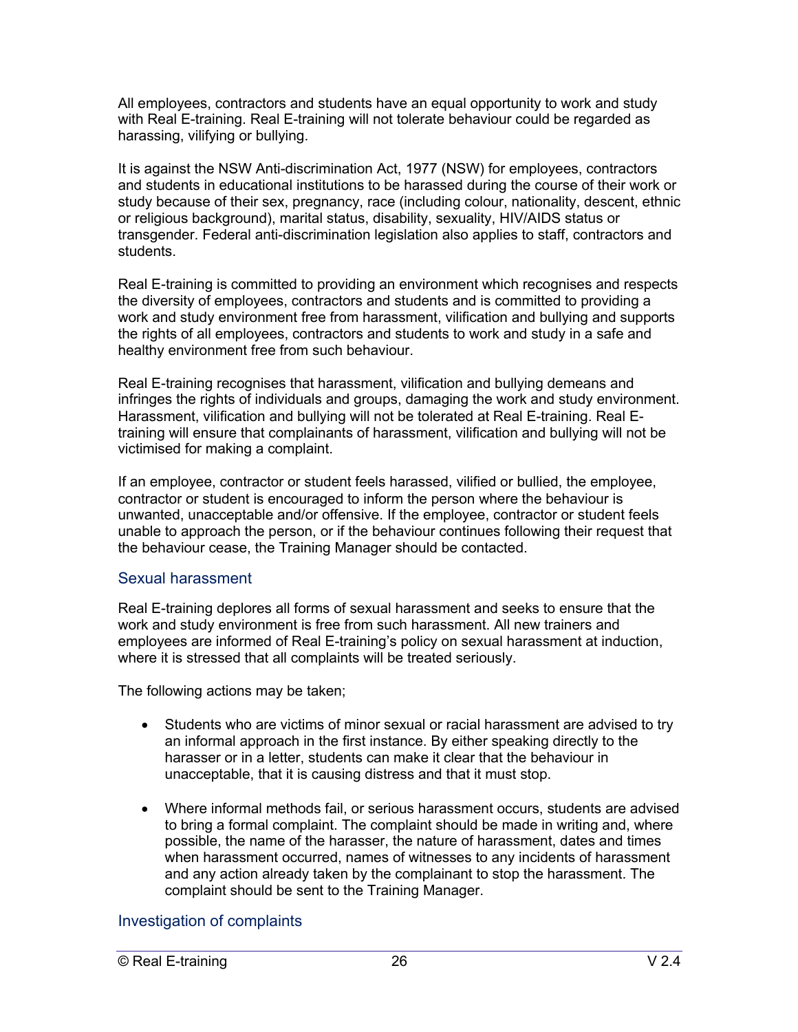All employees, contractors and students have an equal opportunity to work and study with Real E-training. Real E-training will not tolerate behaviour could be regarded as harassing, vilifying or bullying.

It is against the NSW Anti-discrimination Act, 1977 (NSW) for employees, contractors and students in educational institutions to be harassed during the course of their work or study because of their sex, pregnancy, race (including colour, nationality, descent, ethnic or religious background), marital status, disability, sexuality, HIV/AIDS status or transgender. Federal anti-discrimination legislation also applies to staff, contractors and students.

Real E-training is committed to providing an environment which recognises and respects the diversity of employees, contractors and students and is committed to providing a work and study environment free from harassment, vilification and bullying and supports the rights of all employees, contractors and students to work and study in a safe and healthy environment free from such behaviour.

Real E-training recognises that harassment, vilification and bullying demeans and infringes the rights of individuals and groups, damaging the work and study environment. Harassment, vilification and bullying will not be tolerated at Real E-training. Real E-training will ensure that complainants of harassment, vilification and bullying will not be victimised for making a complaint.

If an employee, contractor or student feels harassed, vilified or bullied, the employee, contractor or student is encouraged to inform the person where the behaviour is unwanted, unacceptable and/or offensive. If the employee, contractor or student feels unable to approach the person, or if the behaviour continues following their request that the behaviour cease, the Training Manager should be contacted.

## Sexual harassment

Real E-training deplores all forms of sexual harassment and seeks to ensure that the work and study environment is free from such harassment. All new trainers and employees are informed of Real E-training's policy on sexual harassment at induction, where it is stressed that all complaints will be treated seriously.

The following actions may be taken;

- Students who are victims of minor sexual or racial harassment are advised to try an informal approach in the first instance. By either speaking directly to the harasser or in a letter, students can make it clear that the behaviour in unacceptable, that it is causing distress and that it must stop.

- Where informal methods fail, or serious harassment occurs, students are advised to bring a formal complaint. The complaint should be made in writing and, where possible, the name of the harasser, the nature of harassment, dates and times when harassment occurred, names of witnesses to any incidents of harassment and any action already taken by the complainant to stop the harassment. The complaint should be sent to the Training Manager.

## Investigation of complaints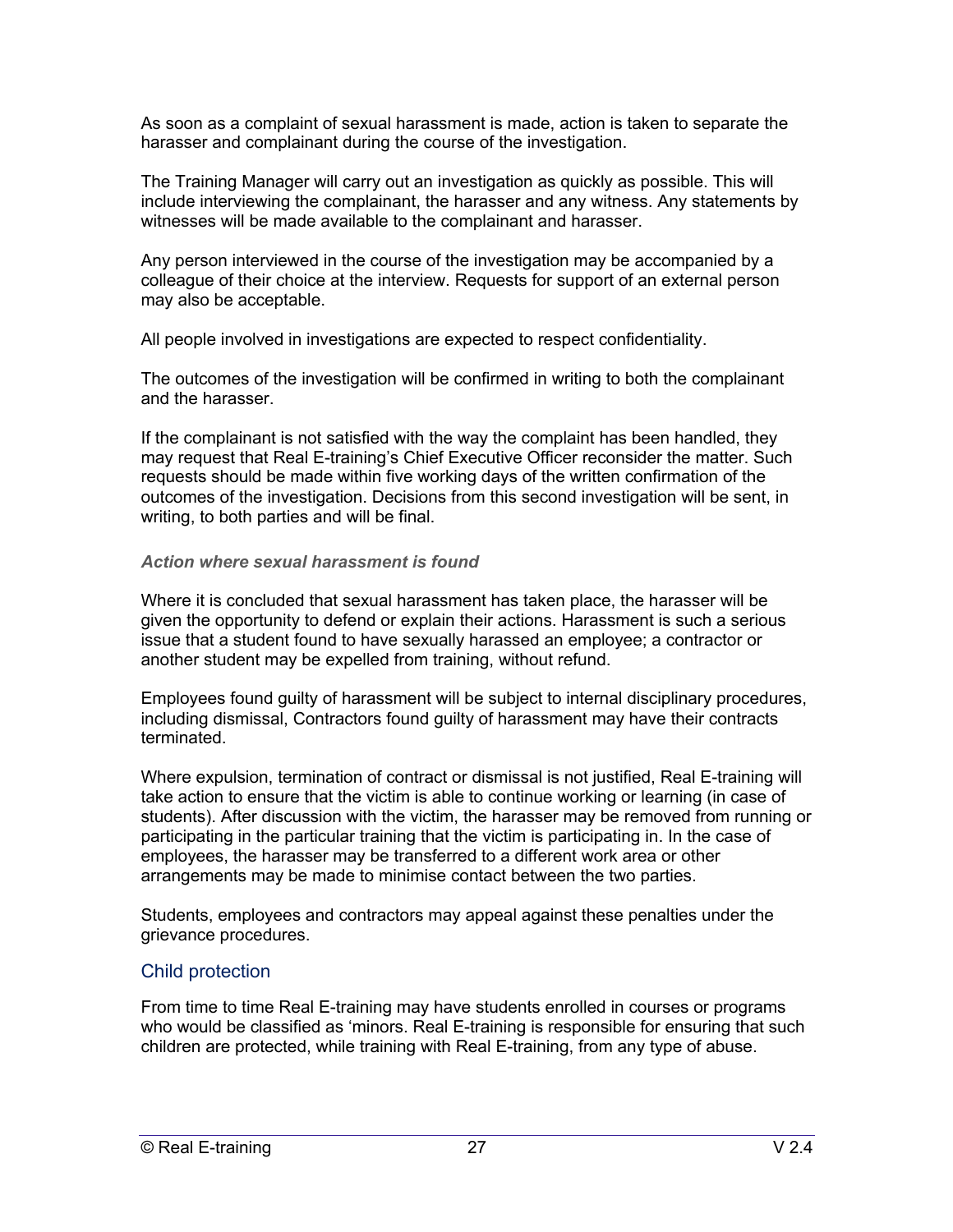As soon as a complaint of sexual harassment is made, action is taken to separate the harasser and complainant during the course of the investigation.

The Training Manager will carry out an investigation as quickly as possible. This will include interviewing the complainant, the harasser and any witness. Any statements by witnesses will be made available to the complainant and harasser.

Any person interviewed in the course of the investigation may be accompanied by a colleague of their choice at the interview. Requests for support of an external person may also be acceptable.

All people involved in investigations are expected to respect confidentiality.

The outcomes of the investigation will be confirmed in writing to both the complainant and the harasser.

If the complainant is not satisfied with the way the complaint has been handled, they may request that Real E-training's Chief Executive Officer reconsider the matter. Such requests should be made within five working days of the written confirmation of the outcomes of the investigation. Decisions from this second investigation will be sent, in writing, to both parties and will be final.

#### *Action where sexual harassment is found*

Where it is concluded that sexual harassment has taken place, the harasser will be given the opportunity to defend or explain their actions. Harassment is such a serious issue that a student found to have sexually harassed an employee; a contractor or another student may be expelled from training, without refund.

Employees found guilty of harassment will be subject to internal disciplinary procedures, including dismissal, Contractors found guilty of harassment may have their contracts terminated.

Where expulsion, termination of contract or dismissal is not justified, Real E-training will take action to ensure that the victim is able to continue working or learning (in case of students). After discussion with the victim, the harasser may be removed from running or participating in the particular training that the victim is participating in. In the case of employees, the harasser may be transferred to a different work area or other arrangements may be made to minimise contact between the two parties.

Students, employees and contractors may appeal against these penalties under the grievance procedures.

### Child protection

From time to time Real E-training may have students enrolled in courses or programs who would be classified as 'minors. Real E-training is responsible for ensuring that such children are protected, while training with Real E-training, from any type of abuse.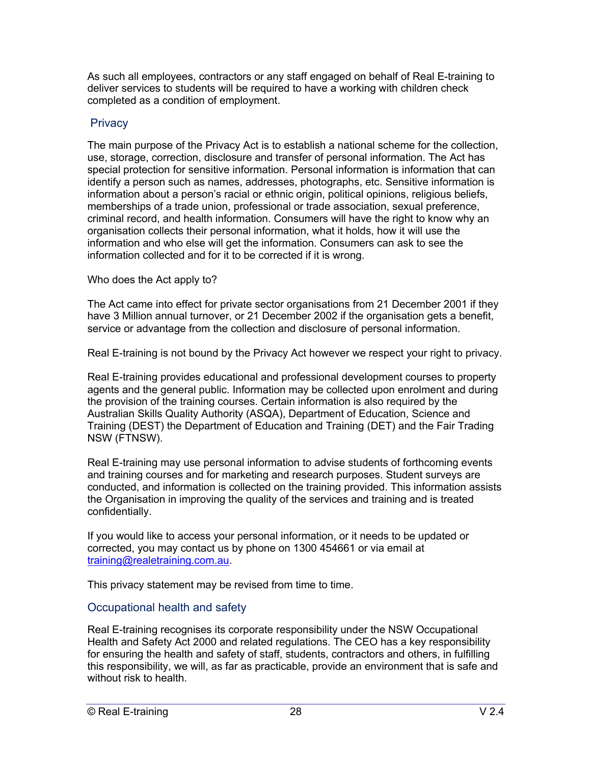As such all employees, contractors or any staff engaged on behalf of Real E-training to deliver services to students will be required to have a working with children check completed as a condition of employment.

## Privacy

The main purpose of the Privacy Act is to establish a national scheme for the collection, use, storage, correction, disclosure and transfer of personal information. The Act has special protection for sensitive information. Personal information is information that can identify a person such as names, addresses, photographs, etc. Sensitive information is information about a person's racial or ethnic origin, political opinions, religious beliefs, memberships of a trade union, professional or trade association, sexual preference, criminal record, and health information. Consumers will have the right to know why an organisation collects their personal information, what it holds, how it will use the information and who else will get the information. Consumers can ask to see the information collected and for it to be corrected if it is wrong.

Who does the Act apply to?

The Act came into effect for private sector organisations from 21 December 2001 if they have 3 Million annual turnover, or 21 December 2002 if the organisation gets a benefit, service or advantage from the collection and disclosure of personal information.

Real E-training is not bound by the Privacy Act however we respect your right to privacy.

Real E-training provides educational and professional development courses to property agents and the general public. Information may be collected upon enrolment and during the provision of the training courses. Certain information is also required by the Australian Skills Quality Authority (ASQA), Department of Education, Science and Training (DEST) the Department of Education and Training (DET) and the Fair Trading NSW (FTNSW).

Real E-training may use personal information to advise students of forthcoming events and training courses and for marketing and research purposes. Student surveys are conducted, and information is collected on the training provided. This information assists the Organisation in improving the quality of the services and training and is treated confidentially.

If you would like to access your personal information, or it needs to be updated or corrected, you may contact us by phone on 1300 454661 or via email at training@realetraining.com.au.

This privacy statement may be revised from time to time.

## Occupational health and safety

Real E-training recognises its corporate responsibility under the NSW Occupational Health and Safety Act 2000 and related regulations. The CEO has a key responsibility for ensuring the health and safety of staff, students, contractors and others, in fulfilling this responsibility, we will, as far as practicable, provide an environment that is safe and without risk to health.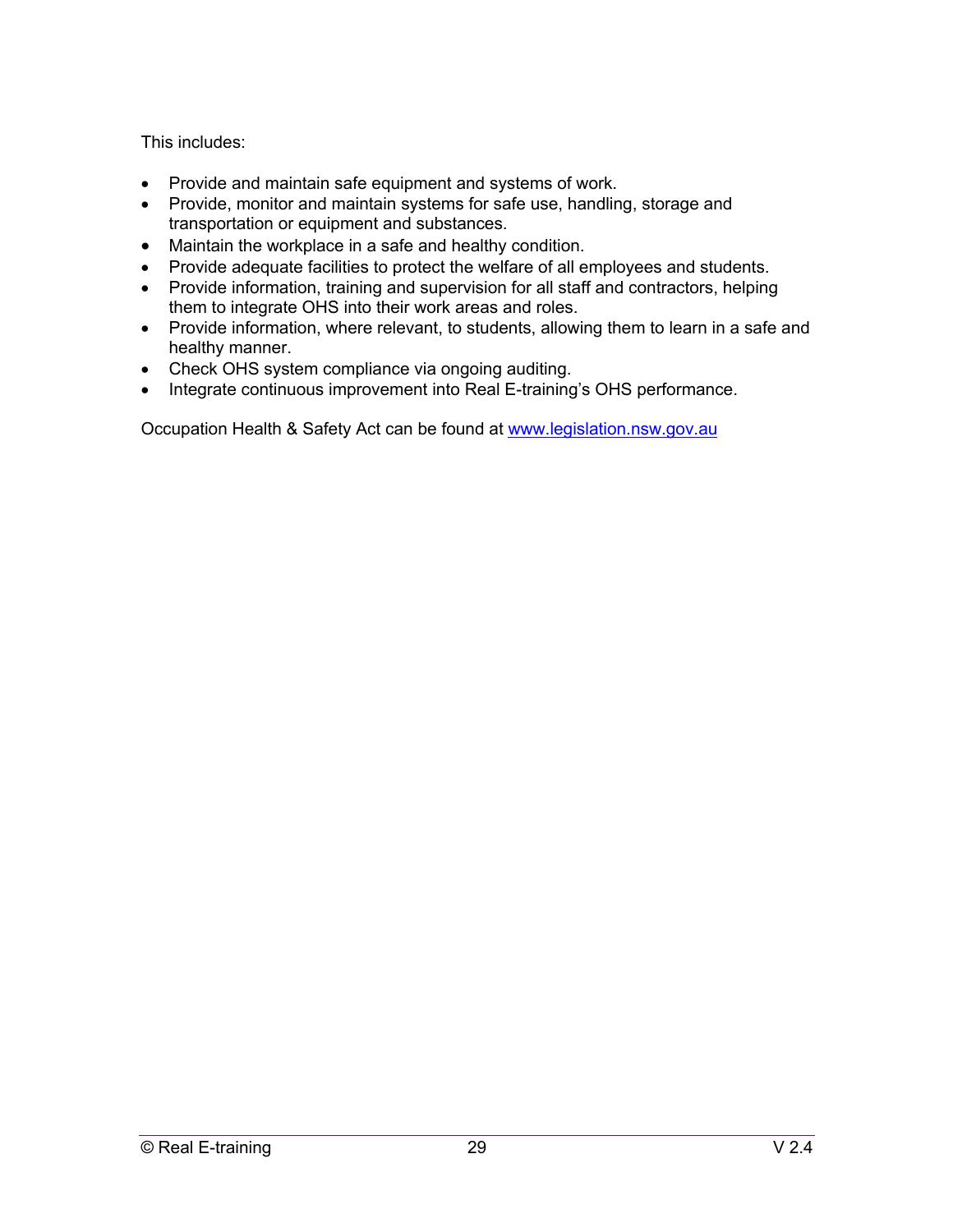This includes:

- Provide and maintain safe equipment and systems of work.
- Provide, monitor and maintain systems for safe use, handling, storage and transportation or equipment and substances.
- Maintain the workplace in a safe and healthy condition.
- Provide adequate facilities to protect the welfare of all employees and students.
- Provide information, training and supervision for all staff and contractors, helping them to integrate OHS into their work areas and roles.
- Provide information, where relevant, to students, allowing them to learn in a safe and healthy manner.
- Check OHS system compliance via ongoing auditing.
- Integrate continuous improvement into Real E-training's OHS performance.

Occupation Health & Safety Act can be found at [www.legislation.nsw.gov.au](http://www.legislation.nsw.gov.au)